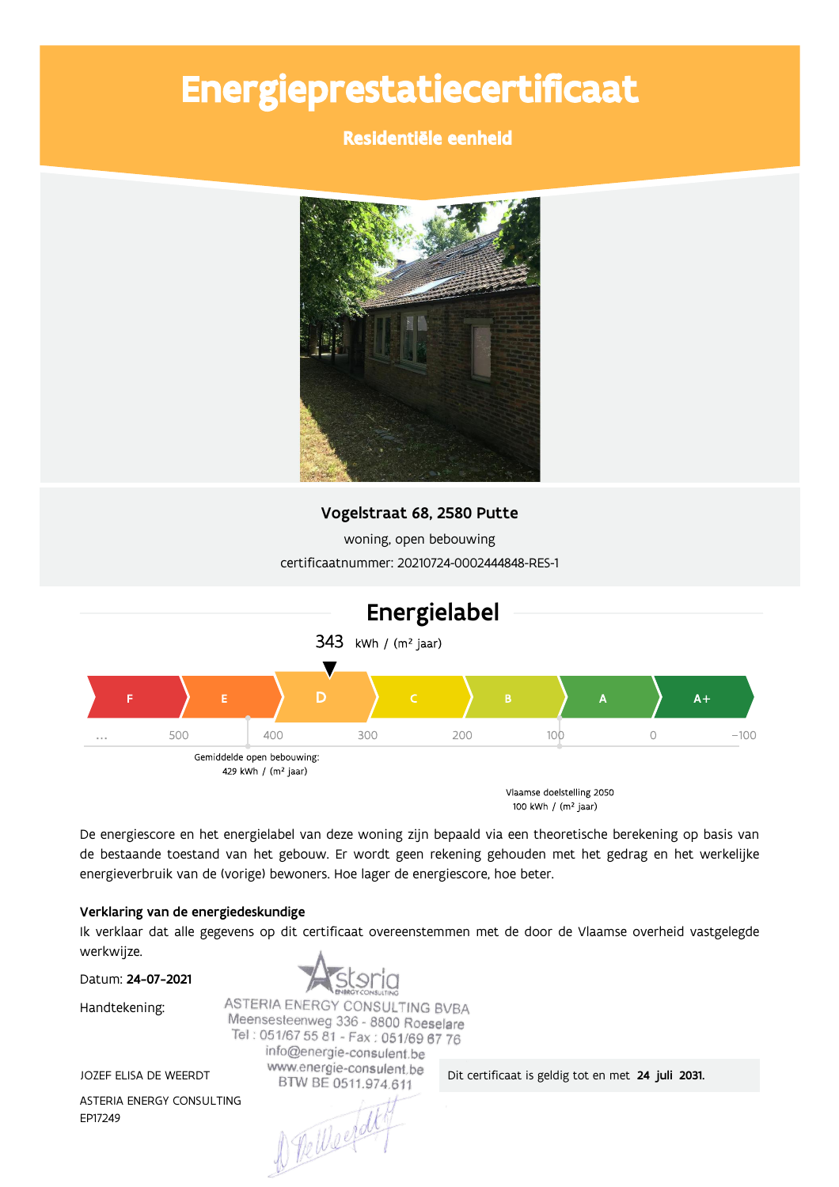# Energieprestatiecertificaat

## Residentiële eenheid

**Vogelstraat 68, 2580 Putte**

woning, open bebouwing

certificaatnummer: 20210724-0002444848-RES-1

## Energielabel

343 kWh / (m² jaar)

F | E | **D** | C | B | A | A+

... 500 400 300 200 100 0 -100

Gemiddelde open bebouwing: 429 kWh / (m² jaar)

Vlaamse doelstelling 2050 100 kWh / (m² jaar)

De energiescore en het energielabel van deze woning zijn bepaald via een theoretische berekening op basis van de bestaande toestand van het gebouw. Er wordt geen rekening gehouden met het gedrag en het werkelijke energieverbruik van de (vorige) bewoners. Hoe lager de energiescore, hoe beter.

**Verklaring van de energiedeskundige**

Ik verklaar dat alle gegevens op dit certificaat overeenstemmen met de door de Vlaamse overheid vastgelegde werkwijze.

Datum: **24-07-2021**

Handtekening:

ASTERIA ENERGY CONSULTING BVBA
Meensesteenweg 336 - 8800 Roeselare
Tel : 051/67 55 81 - Fax : 051/69 67 76
info@energie-consulent.be
www.energie-consulent.be
BTW BE 0511.974.611

JOZEF ELISA DE WEERDT

ASTERIA ENERGY CONSULTING

EP17249

Dit certificaat is geldig tot en met **24 juli 2031.**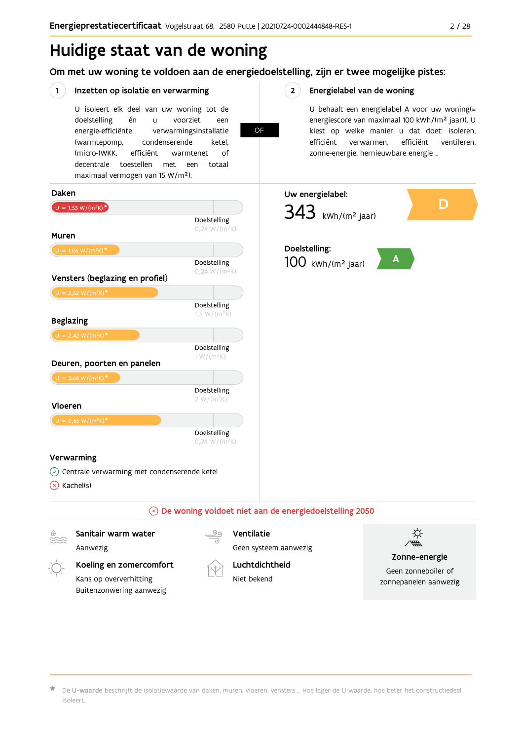# Huidige staat van de woning

## Om met uw woning te voldoen aan de energiedoelstelling, zijn er twee mogelijke pistes:

**1 Inzetten op isolatie en verwarming**

U isoleert elk deel van uw woning tot de doelstelling én u voorziet een energie-efficiënte verwarmingsinstallatie (warmtepomp, condenserende ketel, (micro-)WKK, efficiënt warmtenet of decentrale toestellen met een totaal maximaal vermogen van 15 W/m²).

**OF**

**2 Energielabel van de woning**

U behaalt een energielabel A voor uw woning(= energiescore van maximaal 100 kWh/(m² jaar)). U kiest op welke manier u dat doet: isoleren, efficiënt verwarmen, efficiënt ventileren, zonne-energie, hernieuwbare energie …

### Daken

U = 1,53 W/(m²K)*

Doelstelling 0,24 W/(m²K)

### Muren

U = 1,06 W/(m²K)*

Doelstelling 0,24 W/(m²K)

### Vensters (beglazing en profiel)

U = 2,62 W/(m²K)*

Doelstelling 1,5 W/(m²K)

### Beglazing

U = 2,42 W/(m²K)*

Doelstelling 1 W/(m²K)

### Deuren, poorten en panelen

U = 3,64 W/(m²K)*

Doelstelling 2 W/(m²K)

### Vloeren

U = 0,66 W/(m²K)*

Doelstelling 0,24 W/(m²K)

### Verwarming

- ✓ Centrale verwarming met condenserende ketel
- ✗ Kachel(s)

**Uw energielabel:**

343 kWh/(m² jaar) — D

**Doelstelling:**

100 kWh/(m² jaar) — A

**✗ De woning voldoet niet aan de energiedoelstelling 2050**

**Sanitair warm water**
Aanwezig

**Ventilatie**
Geen systeem aanwezig

**Koeling en zomercomfort**
Kans op oververhitting
Buitenzonwering aanwezig

**Luchtdichtheid**
Niet bekend

**Zonne-energie**
Geen zonneboiler of zonnepanelen aanwezig

* De **U-waarde** beschrijft de isolatiewaarde van daken, muren, vloeren, vensters … Hoe lager de U-waarde, hoe beter het constructiedeel isoleert.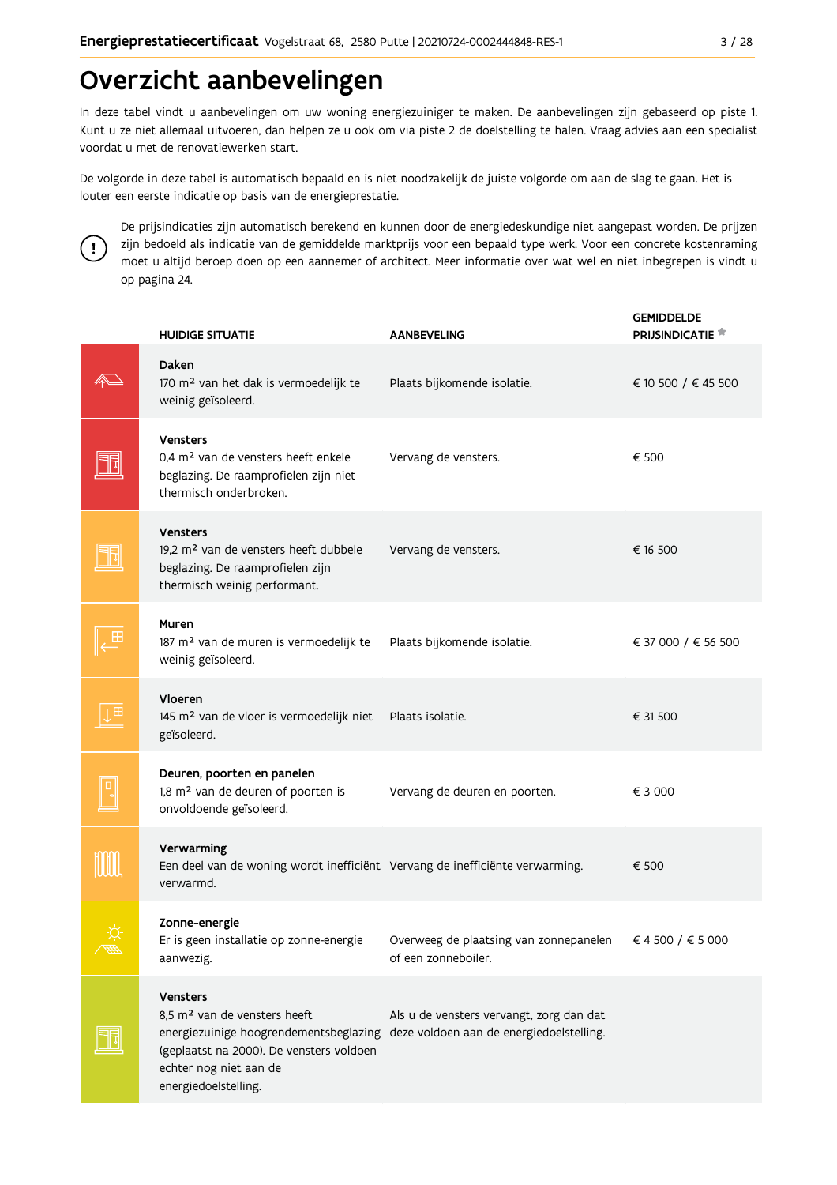# Overzicht aanbevelingen

In deze tabel vindt u aanbevelingen om uw woning energiezuiniger te maken. De aanbevelingen zijn gebaseerd op piste 1. Kunt u ze niet allemaal uitvoeren, dan helpen ze u ook om via piste 2 de doelstelling te halen. Vraag advies aan een specialist voordat u met de renovatiewerken start.

De volgorde in deze tabel is automatisch bepaald en is niet noodzakelijk de juiste volgorde om aan de slag te gaan. Het is louter een eerste indicatie op basis van de energieprestatie.

De prijsindicaties zijn automatisch berekend en kunnen door de energiedeskundige niet aangepast worden. De prijzen zijn bedoeld als indicatie van de gemiddelde marktprijs voor een bepaald type werk. Voor een concrete kostenraming moet u altijd beroep doen op een aannemer of architect. Meer informatie over wat wel en niet inbegrepen is vindt u op pagina 24.

| HUIDIGE SITUATIE | AANBEVELING | GEMIDDELDE PRIJSINDICATIE * |
|---|---|---|
| **Daken**<br>170 m² van het dak is vermoedelijk te weinig geïsoleerd. | Plaats bijkomende isolatie. | € 10 500 / € 45 500 |
| **Vensters**<br>0,4 m² van de vensters heeft enkele beglazing. De raamprofielen zijn niet thermisch onderbroken. | Vervang de vensters. | € 500 |
| **Vensters**<br>19,2 m² van de vensters heeft dubbele beglazing. De raamprofielen zijn thermisch weinig performant. | Vervang de vensters. | € 16 500 |
| **Muren**<br>187 m² van de muren is vermoedelijk te weinig geïsoleerd. | Plaats bijkomende isolatie. | € 37 000 / € 56 500 |
| **Vloeren**<br>145 m² van de vloer is vermoedelijk niet geïsoleerd. | Plaats isolatie. | € 31 500 |
| **Deuren, poorten en panelen**<br>1,8 m² van de deuren of poorten is onvoldoende geïsoleerd. | Vervang de deuren en poorten. | € 3 000 |
| **Verwarming**<br>Een deel van de woning wordt inefficiënt verwarmd. | Vervang de inefficiënte verwarming. | € 500 |
| **Zonne-energie**<br>Er is geen installatie op zonne-energie aanwezig. | Overweeg de plaatsing van zonnepanelen of een zonneboiler. | € 4 500 / € 5 000 |
| **Vensters**<br>8,5 m² van de vensters heeft energiezuinige hoogrendementsbeglazing (geplaatst na 2000). De vensters voldoen echter nog niet aan de energiedoelstelling. | Als u de vensters vervangt, zorg dan dat deze voldoen aan de energiedoelstelling. | |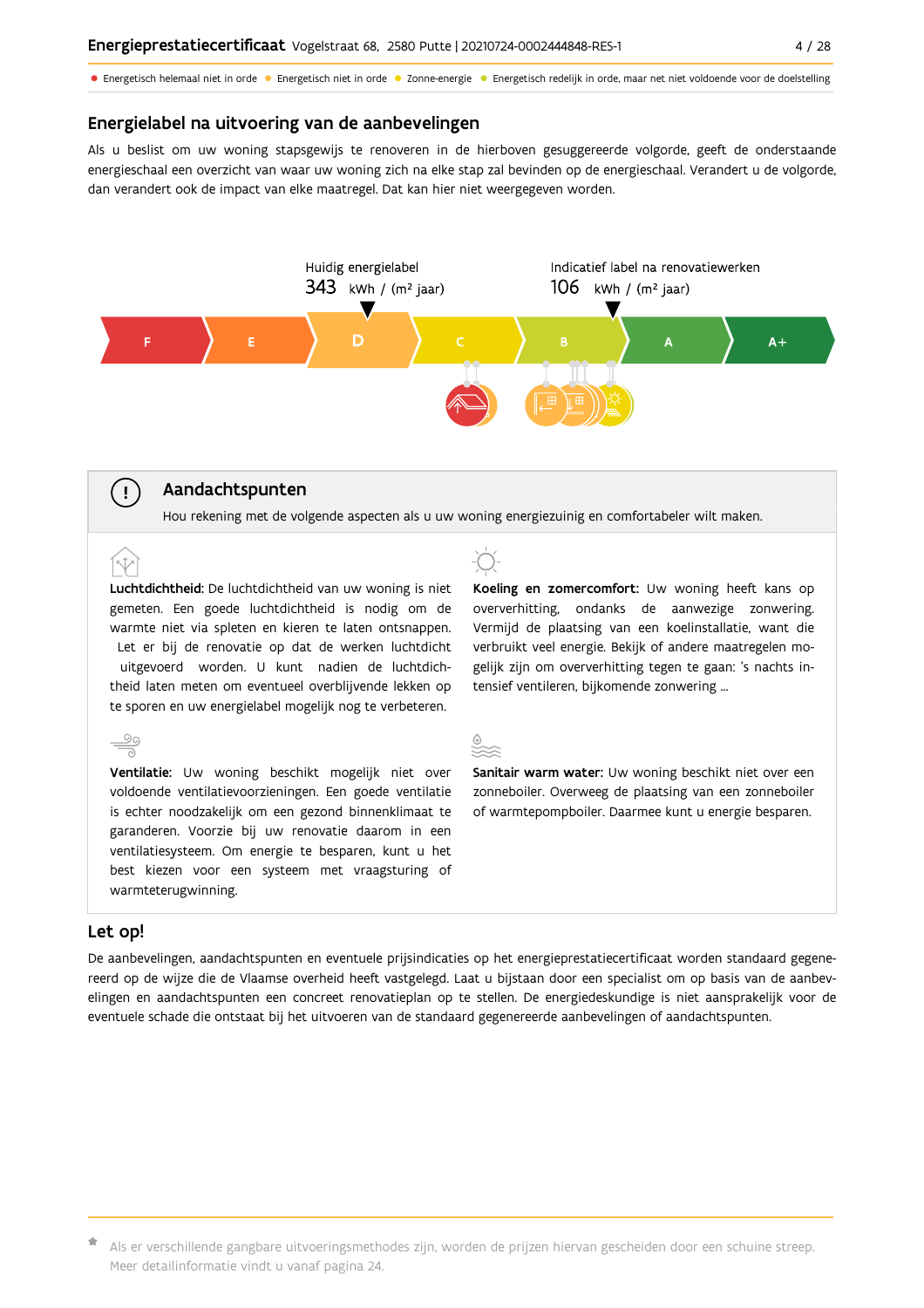- Energetisch helemaal niet in orde
- Energetisch niet in orde
- Zonne-energie
- Energetisch redelijk in orde, maar net niet voldoende voor de doelstelling

## Energielabel na uitvoering van de aanbevelingen

Als u beslist om uw woning stapsgewijs te renoveren in de hierboven gesuggereerde volgorde, geeft de onderstaande energieschaal een overzicht van waar uw woning zich na elke stap zal bevinden op de energieschaal. Verandert u de volgorde, dan verandert ook de impact van elke maatregel. Dat kan hier niet weergegeven worden.

Huidig energielabel
343 kWh / (m² jaar)

Indicatief label na renovatiewerken
106 kWh / (m² jaar)

F | E | D | C | B | A | A+

## Aandachtspunten

Hou rekening met de volgende aspecten als u uw woning energiezuinig en comfortabeler wilt maken.

**Luchtdichtheid:** De luchtdichtheid van uw woning is niet gemeten. Een goede luchtdichtheid is nodig om de warmte niet via spleten en kieren te laten ontsnappen. Let er bij de renovatie op dat de werken luchtdicht uitgevoerd worden. U kunt nadien de luchtdichtheid laten meten om eventueel overblijvende lekken op te sporen en uw energielabel mogelijk nog te verbeteren.

**Koeling en zomercomfort:** Uw woning heeft kans op oververhitting, ondanks de aanwezige zonwering. Vermijd de plaatsing van een koelinstallatie, want die verbruikt veel energie. Bekijk of andere maatregelen mogelijk zijn om oververhitting tegen te gaan: 's nachts intensief ventileren, bijkomende zonwering ...

**Ventilatie:** Uw woning beschikt mogelijk niet over voldoende ventilatievoorzieningen. Een goede ventilatie is echter noodzakelijk om een gezond binnenklimaat te garanderen. Voorzie bij uw renovatie daarom in een ventilatiesysteem. Om energie te besparen, kunt u het best kiezen voor een systeem met vraagsturing of warmteterugwinning.

**Sanitair warm water:** Uw woning beschikt niet over een zonneboiler. Overweeg de plaatsing van een zonneboiler of warmtepompboiler. Daarmee kunt u energie besparen.

## Let op!

De aanbevelingen, aandachtspunten en eventuele prijsindicaties op het energieprestatiecertificaat worden standaard gegenereerd op de wijze die de Vlaamse overheid heeft vastgelegd. Laat u bijstaan door een specialist om op basis van de aanbevelingen en aandachtspunten een concreet renovatieplan op te stellen. De energiedeskundige is niet aansprakelijk voor de eventuele schade die ontstaat bij het uitvoeren van de standaard gegenereerde aanbevelingen of aandachtspunten.

* Als er verschillende gangbare uitvoeringsmethodes zijn, worden de prijzen hiervan gescheiden door een schuine streep. Meer detailinformatie vindt u vanaf pagina 24.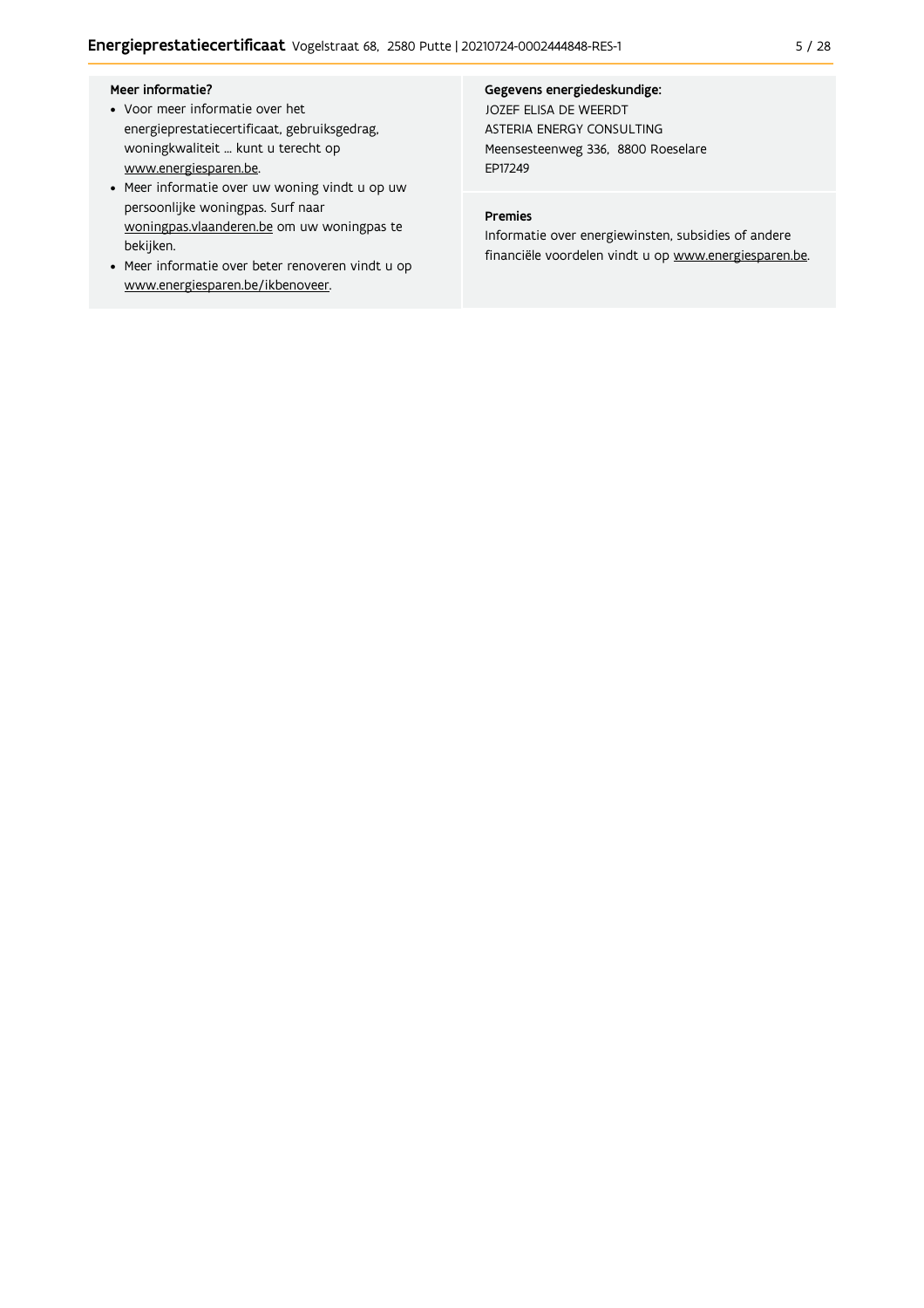**Meer informatie?**

- Voor meer informatie over het energieprestatiecertificaat, gebruiksgedrag, woningkwaliteit … kunt u terecht op www.energiesparen.be.
- Meer informatie over uw woning vindt u op uw persoonlijke woningpas. Surf naar woningpas.vlaanderen.be om uw woningpas te bekijken.
- Meer informatie over beter renoveren vindt u op www.energiesparen.be/ikbenoveer.

**Gegevens energiedeskundige:**

JOZEF ELISA DE WEERDT
ASTERIA ENERGY CONSULTING
Meensesteenweg 336, 8800 Roeselare
EP17249

**Premies**

Informatie over energiewinsten, subsidies of andere financiële voordelen vindt u op www.energiesparen.be.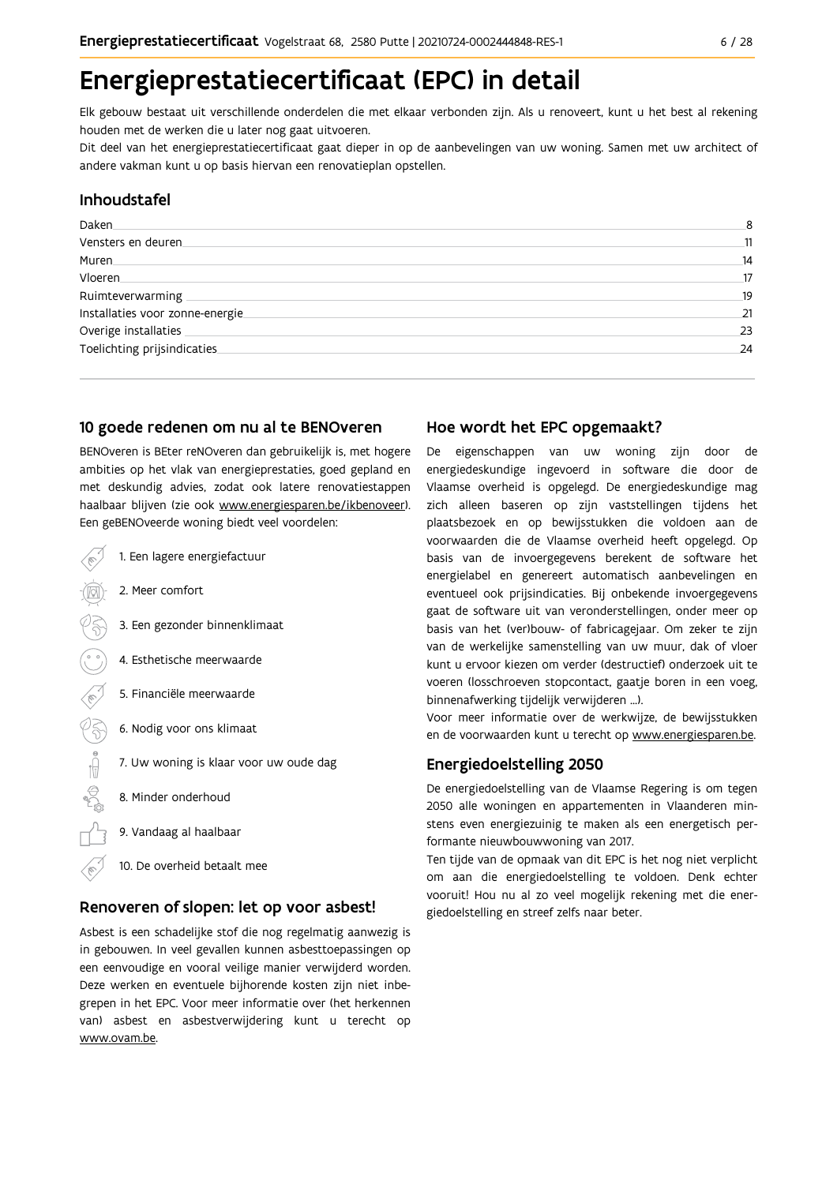# Energieprestatiecertificaat (EPC) in detail

Elk gebouw bestaat uit verschillende onderdelen die met elkaar verbonden zijn. Als u renoveert, kunt u het best al rekening houden met de werken die u later nog gaat uitvoeren.

Dit deel van het energieprestatiecertificaat gaat dieper in op de aanbevelingen van uw woning. Samen met uw architect of andere vakman kunt u op basis hiervan een renovatieplan opstellen.

## Inhoudstafel

| | |
|---|---|
| Daken | 8 |
| Vensters en deuren | 11 |
| Muren | 14 |
| Vloeren | 17 |
| Ruimteverwarming | 19 |
| Installaties voor zonne-energie | 21 |
| Overige installaties | 23 |
| Toelichting prijsindicaties | 24 |

## 10 goede redenen om nu al te BENOveren

BENOveren is BEter reNOveren dan gebruikelijk is, met hogere ambities op het vlak van energieprestaties, goed gepland en met deskundig advies, zodat ook latere renovatiestappen haalbaar blijven (zie ook www.energiesparen.be/ikbenoveer). Een geBENOveerde woning biedt veel voordelen:

1. Een lagere energiefactuur
2. Meer comfort
3. Een gezonder binnenklimaat
4. Esthetische meerwaarde
5. Financiële meerwaarde
6. Nodig voor ons klimaat
7. Uw woning is klaar voor uw oude dag
8. Minder onderhoud
9. Vandaag al haalbaar
10. De overheid betaalt mee

## Renoveren of slopen: let op voor asbest!

Asbest is een schadelijke stof die nog regelmatig aanwezig is in gebouwen. In veel gevallen kunnen asbesttoepassingen op een eenvoudige en vooral veilige manier verwijderd worden. Deze werken en eventuele bijhorende kosten zijn niet inbegrepen in het EPC. Voor meer informatie over (het herkennen van) asbest en asbestverwijdering kunt u terecht op www.ovam.be.

## Hoe wordt het EPC opgemaakt?

De eigenschappen van uw woning zijn door de energiedeskundige ingevoerd in software die door de Vlaamse overheid is opgelegd. De energiedeskundige mag zich alleen baseren op zijn vaststellingen tijdens het plaatsbezoek en op bewijsstukken die voldoen aan de voorwaarden die de Vlaamse overheid heeft opgelegd. Op basis van de invoergegevens berekent de software het energielabel en genereert automatisch aanbevelingen en eventueel ook prijsindicaties. Bij onbekende invoergegevens gaat de software uit van veronderstellingen, onder meer op basis van het (ver)bouw- of fabricagejaar. Om zeker te zijn van de werkelijke samenstelling van uw muur, dak of vloer kunt u ervoor kiezen om verder (destructief) onderzoek uit te voeren (losschroeven stopcontact, gaatje boren in een voeg, binnenafwerking tijdelijk verwijderen ...).

Voor meer informatie over de werkwijze, de bewijsstukken en de voorwaarden kunt u terecht op www.energiesparen.be.

## Energiedoelstelling 2050

De energiedoelstelling van de Vlaamse Regering is om tegen 2050 alle woningen en appartementen in Vlaanderen minstens even energiezuinig te maken als een energetisch performante nieuwbouwwoning van 2017.

Ten tijde van de opmaak van dit EPC is het nog niet verplicht om aan die energiedoelstelling te voldoen. Denk echter vooruit! Hou nu al zo veel mogelijk rekening met die energiedoelstelling en streef zelfs naar beter.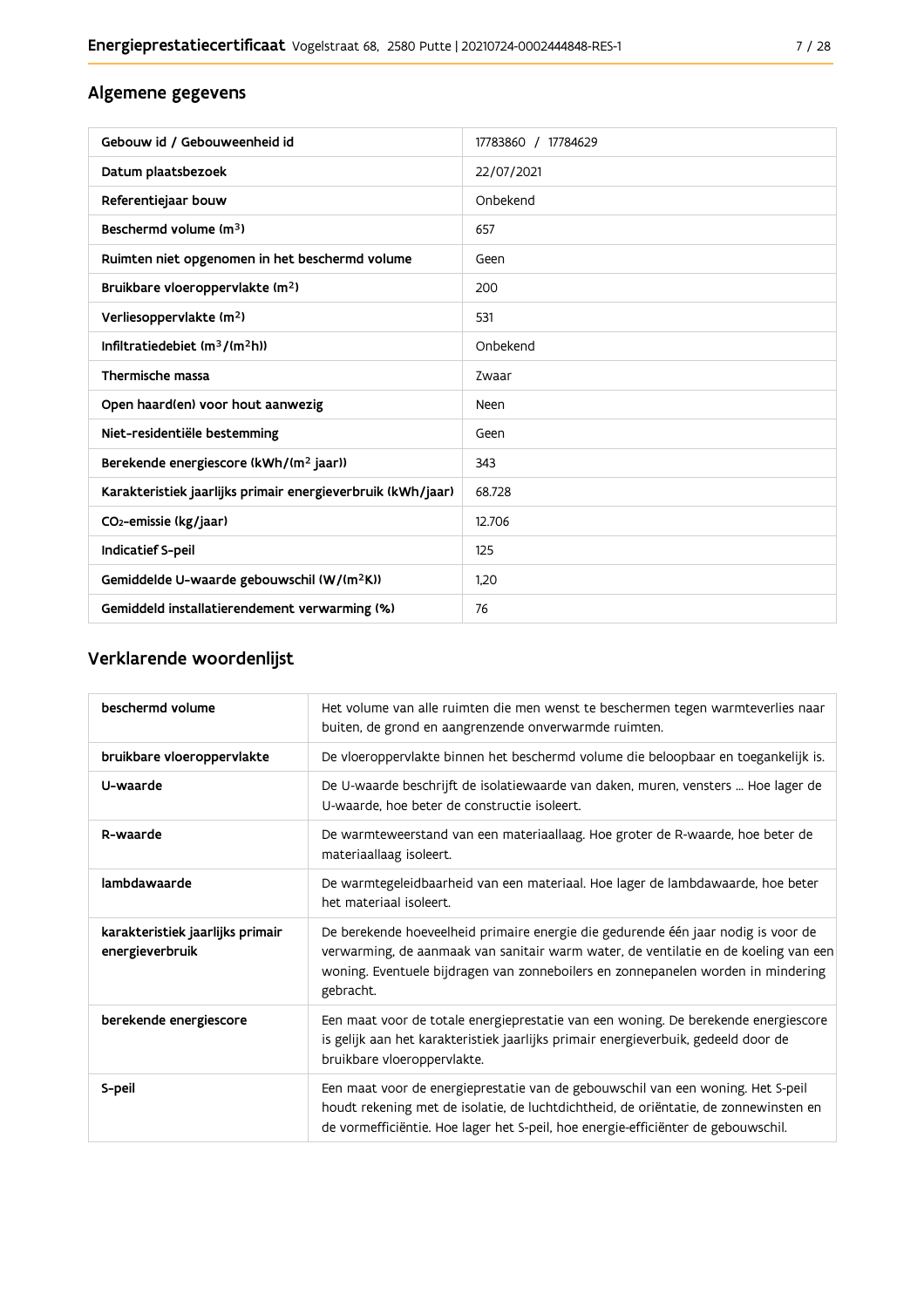## Algemene gegevens

| Gebouw id / Gebouweenheid id | 17783860 / 17784629 |
|---|---|
| Datum plaatsbezoek | 22/07/2021 |
| Referentiejaar bouw | Onbekend |
| Beschermd volume ($m^3$) | 657 |
| Ruimten niet opgenomen in het beschermd volume | Geen |
| Bruikbare vloeroppervlakte ($m^2$) | 200 |
| Verliesoppervlakte ($m^2$) | 531 |
| Infiltratiedebiet ($m^3/(m^2h)$) | Onbekend |
| Thermische massa | Zwaar |
| Open haard(en) voor hout aanwezig | Neen |
| Niet-residentiële bestemming | Geen |
| Berekende energiescore (kWh/($m^2$ jaar)) | 343 |
| Karakteristiek jaarlijks primair energieverbruik (kWh/jaar) | 68.728 |
| $CO_2$-emissie (kg/jaar) | 12.706 |
| Indicatief S-peil | 125 |
| Gemiddelde U-waarde gebouwschil (W/($m^2$K)) | 1,20 |
| Gemiddeld installatierendement verwarming (%) | 76 |

## Verklarende woordenlijst

| beschermd volume | Het volume van alle ruimten die men wenst te beschermen tegen warmteverlies naar buiten, de grond en aangrenzende onverwarmde ruimten. |
|---|---|
| bruikbare vloeroppervlakte | De vloeroppervlakte binnen het beschermd volume die beloopbaar en toegankelijk is. |
| U-waarde | De U-waarde beschrijft de isolatiewaarde van daken, muren, vensters ... Hoe lager de U-waarde, hoe beter de constructie isoleert. |
| R-waarde | De warmteweerstand van een materiaallaag. Hoe groter de R-waarde, hoe beter de materiaallaag isoleert. |
| lambdawaarde | De warmtegeleidbaarheid van een materiaal. Hoe lager de lambdawaarde, hoe beter het materiaal isoleert. |
| karakteristiek jaarlijks primair energieverbruik | De berekende hoeveelheid primaire energie die gedurende één jaar nodig is voor de verwarming, de aanmaak van sanitair warm water, de ventilatie en de koeling van een woning. Eventuele bijdragen van zonneboilers en zonnepanelen worden in mindering gebracht. |
| berekende energiescore | Een maat voor de totale energieprestatie van een woning. De berekende energiescore is gelijk aan het karakteristiek jaarlijks primair energieverbuik, gedeeld door de bruikbare vloeroppervlakte. |
| S-peil | Een maat voor de energieprestatie van de gebouwschil van een woning. Het S-peil houdt rekening met de isolatie, de luchtdichtheid, de oriëntatie, de zonnewinsten en de vormefficiëntie. Hoe lager het S-peil, hoe energie-efficiënter de gebouwschil. |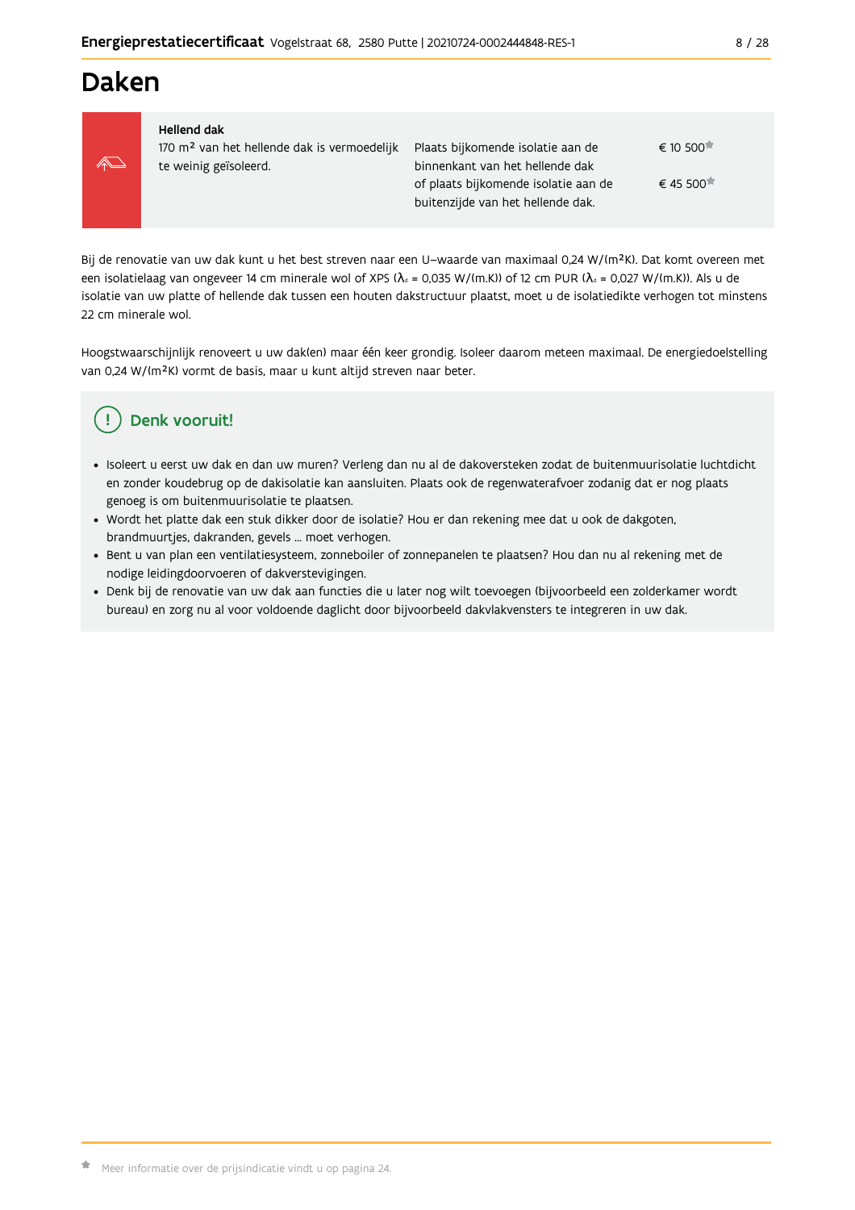# Daken

| Hellend dak | | |
|---|---|---|
| 170 m² van het hellende dak is vermoedelijk te weinig geïsoleerd. | Plaats bijkomende isolatie aan de binnenkant van het hellende dak | € 10 500* |
| | of plaats bijkomende isolatie aan de buitenzijde van het hellende dak. | € 45 500* |

Bij de renovatie van uw dak kunt u het best streven naar een U–waarde van maximaal 0,24 W/(m²K). Dat komt overeen met een isolatielaag van ongeveer 14 cm minerale wol of XPS ($λ_d$ = 0,035 W/(m.K)) of 12 cm PUR ($λ_d$ = 0,027 W/(m.K)). Als u de isolatie van uw platte of hellende dak tussen een houten dakstructuur plaatst, moet u de isolatiedikte verhogen tot minstens 22 cm minerale wol.

Hoogstwaarschijnlijk renoveert u uw dak(en) maar één keer grondig. Isoleer daarom meteen maximaal. De energiedoelstelling van 0,24 W/(m²K) vormt de basis, maar u kunt altijd streven naar beter.

## Denk vooruit!

- Isoleert u eerst uw dak en dan uw muren? Verleng dan nu al de dakoversteken zodat de buitenmuurisolatie luchtdicht en zonder koudebrug op de dakisolatie kan aansluiten. Plaats ook de regenwaterafvoer zodanig dat er nog plaats genoeg is om buitenmuurisolatie te plaatsen.
- Wordt het platte dak een stuk dikker door de isolatie? Hou er dan rekening mee dat u ook de dakgoten, brandmuurtjes, dakranden, gevels ... moet verhogen.
- Bent u van plan een ventilatiesysteem, zonneboiler of zonnepanelen te plaatsen? Hou dan nu al rekening met de nodige leidingdoorvoeren of dakverstevigingen.
- Denk bij de renovatie van uw dak aan functies die u later nog wilt toevoegen (bijvoorbeeld een zolderkamer wordt bureau) en zorg nu al voor voldoende daglicht door bijvoorbeeld dakvlakvensters te integreren in uw dak.

* Meer informatie over de prijsindicatie vindt u op pagina 24.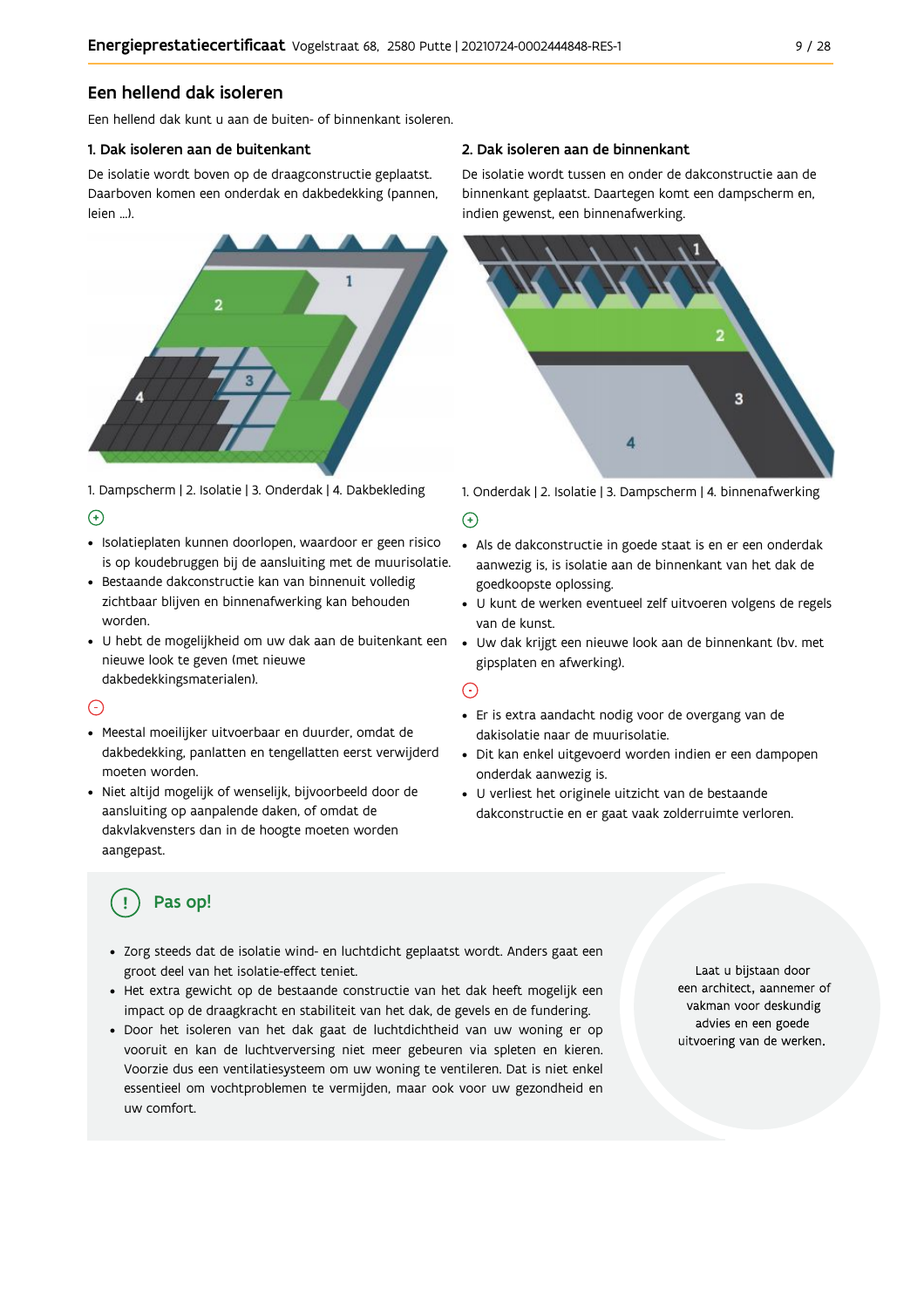## Een hellend dak isoleren

Een hellend dak kunt u aan de buiten- of binnenkant isoleren.

### 1. Dak isoleren aan de buitenkant

De isolatie wordt boven op de draagconstructie geplaatst. Daarboven komen een onderdak en dakbedekking (pannen, leien ...).

1. Dampscherm | 2. Isolatie | 3. Onderdak | 4. Dakbekleding

(+)

- Isolatieplaten kunnen doorlopen, waardoor er geen risico is op koudebruggen bij de aansluiting met de muurisolatie.
- Bestaande dakconstructie kan van binnenuit volledig zichtbaar blijven en binnenafwerking kan behouden worden.
- U hebt de mogelijkheid om uw dak aan de buitenkant een nieuwe look te geven (met nieuwe dakbedekkingsmaterialen).

(-)

- Meestal moeilijker uitvoerbaar en duurder, omdat de dakbedekking, panlatten en tengellatten eerst verwijderd moeten worden.
- Niet altijd mogelijk of wenselijk, bijvoorbeeld door de aansluiting op aanpalende daken, of omdat de dakvlakvensters dan in de hoogte moeten worden aangepast.

### 2. Dak isoleren aan de binnenkant

De isolatie wordt tussen en onder de dakconstructie aan de binnenkant geplaatst. Daartegen komt een dampscherm en, indien gewenst, een binnenafwerking.

1. Onderdak | 2. Isolatie | 3. Dampscherm | 4. binnenafwerking

(+)

- Als de dakconstructie in goede staat is en er een onderdak aanwezig is, is isolatie aan de binnenkant van het dak de goedkoopste oplossing.
- U kunt de werken eventueel zelf uitvoeren volgens de regels van de kunst.
- Uw dak krijgt een nieuwe look aan de binnenkant (bv. met gipsplaten en afwerking).

(-)

- Er is extra aandacht nodig voor de overgang van de dakisolatie naar de muurisolatie.
- Dit kan enkel uitgevoerd worden indien er een dampopen onderdak aanwezig is.
- U verliest het originele uitzicht van de bestaande dakconstructie en er gaat vaak zolderruimte verloren.

### Pas op!

- Zorg steeds dat de isolatie wind- en luchtdicht geplaatst wordt. Anders gaat een groot deel van het isolatie-effect teniet.
- Het extra gewicht op de bestaande constructie van het dak heeft mogelijk een impact op de draagkracht en stabiliteit van het dak, de gevels en de fundering.
- Door het isoleren van het dak gaat de luchtdichtheid van uw woning er op vooruit en kan de luchtverversing niet meer gebeuren via spleten en kieren. Voorzie dus een ventilatiesysteem om uw woning te ventileren. Dat is niet enkel essentieel om vochtproblemen te vermijden, maar ook voor uw gezondheid en uw comfort.

Laat u bijstaan door een architect, aannemer of vakman voor deskundig advies en een goede uitvoering van de werken.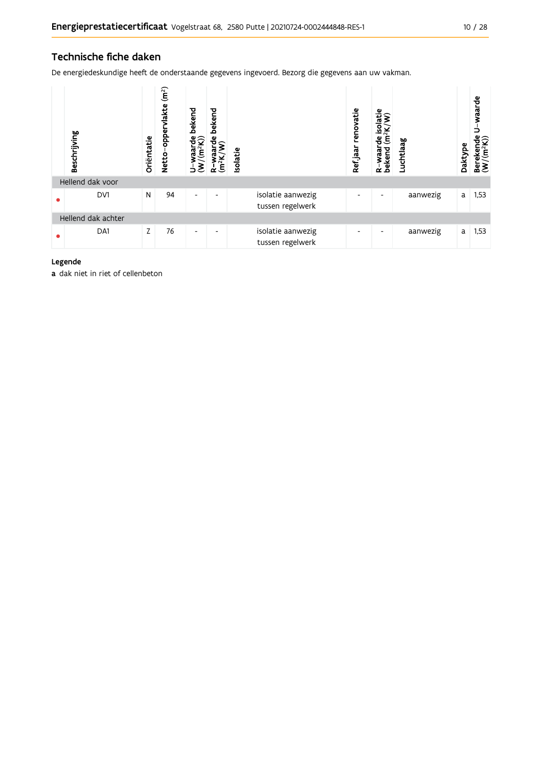## Technische fiche daken

De energiedeskundige heeft de onderstaande gegevens ingevoerd. Bezorg die gegevens aan uw vakman.

| | Beschrijving | Oriëntatie | Netto-oppervlakte ($m^2$) | U-waarde bekend ($W/(m^2K)$) | R-waarde bekend ($m^2K/W$) | Isolatie | Ref.jaar renovatie | R-waarde isolatie bekend ($m^2K/W$) | Luchtlaag | Daktype | Berekende U-waarde ($W/(m^2K)$) |
|---|---|---|---|---|---|---|---|---|---|---|---|
| Hellend dak voor | | | | | | | | | | | |
| • | DV1 | N | 94 | - | - | isolatie aanwezig tussen regelwerk | - | - | aanwezig | a | 1,53 |
| Hellend dak achter | | | | | | | | | | | |
| • | DA1 | Z | 76 | - | - | isolatie aanwezig tussen regelwerk | - | - | aanwezig | a | 1,53 |

**Legende**

**a** dak niet in riet of cellenbeton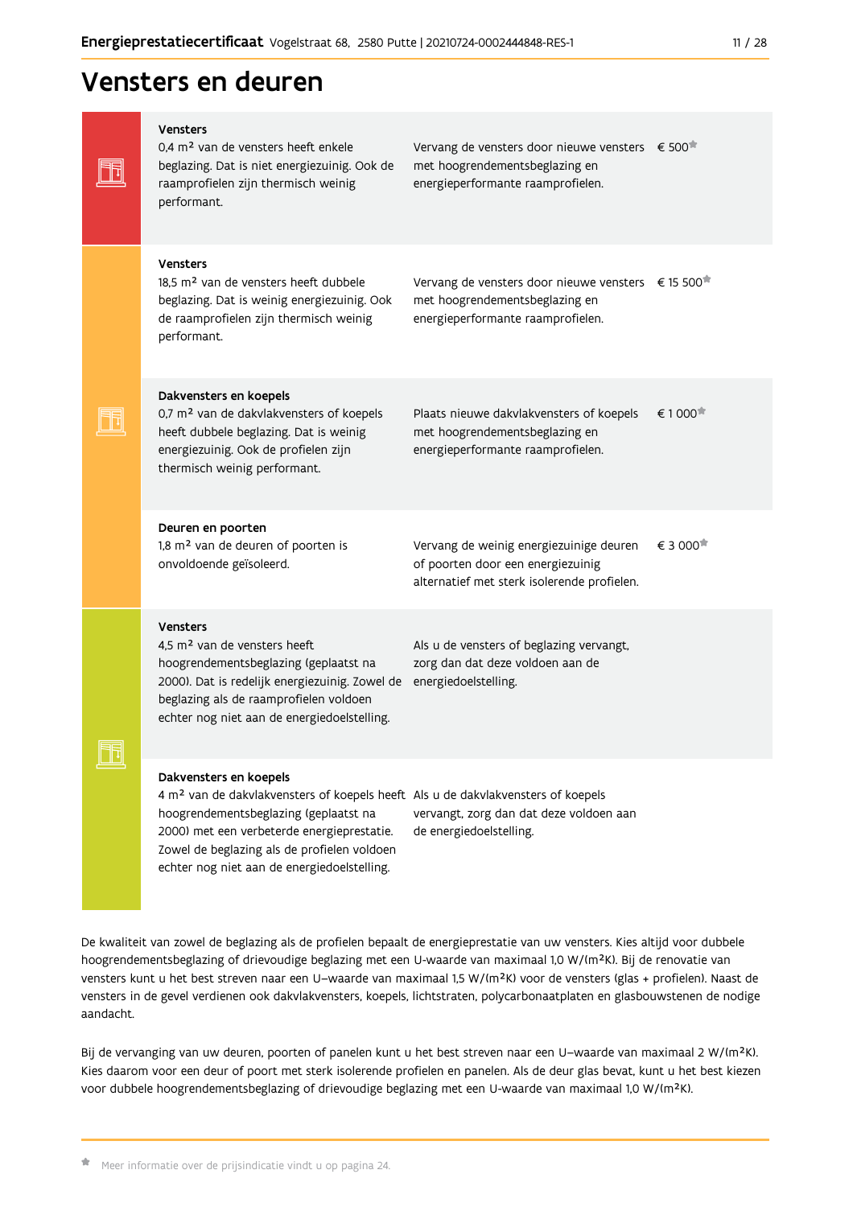# Vensters en deuren

| Onderdeel | Aanbeveling | Prijsindicatie |
|---|---|---|
| **Vensters**<br>0,4 m² van de vensters heeft enkele beglazing. Dat is niet energiezuinig. Ook de raamprofielen zijn thermisch weinig performant. | Vervang de vensters door nieuwe vensters met hoogrendementsbeglazing en energieperformante raamprofielen. | € 500* |
| **Vensters**<br>18,5 m² van de vensters heeft dubbele beglazing. Dat is weinig energiezuinig. Ook de raamprofielen zijn thermisch weinig performant. | Vervang de vensters door nieuwe vensters met hoogrendementsbeglazing en energieperformante raamprofielen. | € 15 500* |
| **Dakvensters en koepels**<br>0,7 m² van de dakvlakvensters of koepels heeft dubbele beglazing. Dat is weinig energiezuinig. Ook de profielen zijn thermisch weinig performant. | Plaats nieuwe dakvlakvensters of koepels met hoogrendementsbeglazing en energieperformante raamprofielen. | € 1 000* |
| **Deuren en poorten**<br>1,8 m² van de deuren of poorten is onvoldoende geïsoleerd. | Vervang de weinig energiezuinige deuren of poorten door een energiezuinig alternatief met sterk isolerende profielen. | € 3 000* |
| **Vensters**<br>4,5 m² van de vensters heeft hoogrendementsbeglazing (geplaatst na 2000). Dat is redelijk energiezuinig. Zowel de beglazing als de raamprofielen voldoen echter nog niet aan de energiedoelstelling. | Als u de vensters of beglazing vervangt, zorg dan dat deze voldoen aan de energiedoelstelling. | |
| **Dakvensters en koepels**<br>4 m² van de dakvlakvensters of koepels heeft hoogrendementsbeglazing (geplaatst na 2000) met een verbeterde energieprestatie. Zowel de beglazing als de profielen voldoen echter nog niet aan de energiedoelstelling. | Als u de dakvlakvensters of koepels vervangt, zorg dan dat deze voldoen aan de energiedoelstelling. | |

De kwaliteit van zowel de beglazing als de profielen bepaalt de energieprestatie van uw vensters. Kies altijd voor dubbele hoogrendementsbeglazing of drievoudige beglazing met een U-waarde van maximaal 1,0 W/(m²K). Bij de renovatie van vensters kunt u het best streven naar een U-waarde van maximaal 1,5 W/(m²K) voor de vensters (glas + profielen). Naast de vensters in de gevel verdienen ook dakvlakvensters, koepels, lichtstraten, polycarbonaatplaten en glasbouwstenen de nodige aandacht.

Bij de vervanging van uw deuren, poorten of panelen kunt u het best streven naar een U-waarde van maximaal 2 W/(m²K). Kies daarom voor een deur of poort met sterk isolerende profielen en panelen. Als de deur glas bevat, kunt u het best kiezen voor dubbele hoogrendementsbeglazing of drievoudige beglazing met een U-waarde van maximaal 1,0 W/(m²K).

* Meer informatie over de prijsindicatie vindt u op pagina 24.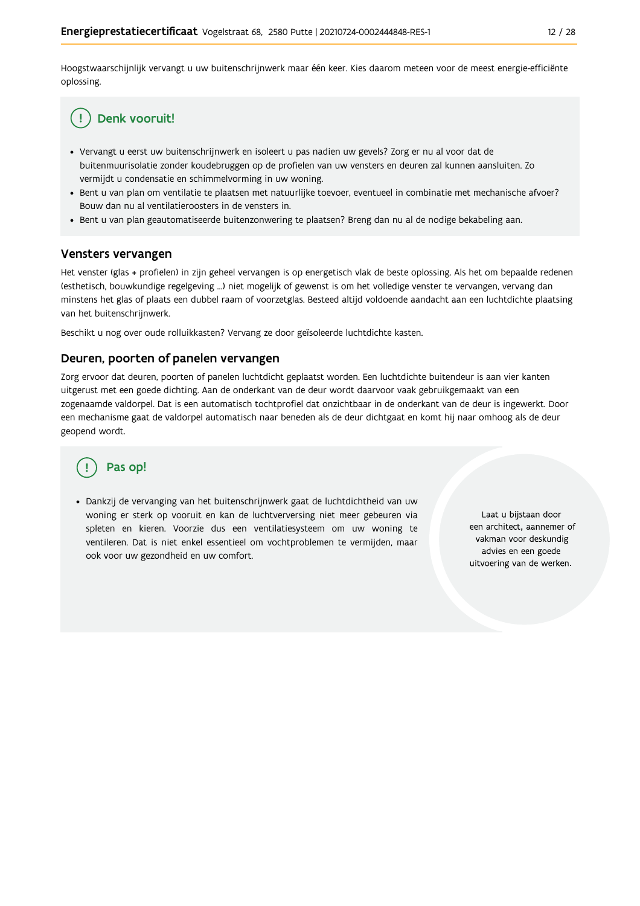Hoogstwaarschijnlijk vervangt u uw buitenschrijnwerk maar één keer. Kies daarom meteen voor de meest energie-efficiënte oplossing.

## Denk vooruit!

- Vervangt u eerst uw buitenschrijnwerk en isoleert u pas nadien uw gevels? Zorg er nu al voor dat de buitenmuurisolatie zonder koudebruggen op de profielen van uw vensters en deuren zal kunnen aansluiten. Zo vermijdt u condensatie en schimmelvorming in uw woning.
- Bent u van plan om ventilatie te plaatsen met natuurlijke toevoer, eventueel in combinatie met mechanische afvoer? Bouw dan nu al ventilatieroosters in de vensters in.
- Bent u van plan geautomatiseerde buitenzonwering te plaatsen? Breng dan nu al de nodige bekabeling aan.

## Vensters vervangen

Het venster (glas + profielen) in zijn geheel vervangen is op energetisch vlak de beste oplossing. Als het om bepaalde redenen (esthetisch, bouwkundige regelgeving ...) niet mogelijk of gewenst is om het volledige venster te vervangen, vervang dan minstens het glas of plaats een dubbel raam of voorzetglas. Besteed altijd voldoende aandacht aan een luchtdichte plaatsing van het buitenschrijnwerk.

Beschikt u nog over oude rolluikkasten? Vervang ze door geïsoleerde luchtdichte kasten.

## Deuren, poorten of panelen vervangen

Zorg ervoor dat deuren, poorten of panelen luchtdicht geplaatst worden. Een luchtdichte buitendeur is aan vier kanten uitgerust met een goede dichting. Aan de onderkant van de deur wordt daarvoor vaak gebruikgemaakt van een zogenaamde valdorpel. Dat is een automatisch tochtprofiel dat onzichtbaar in de onderkant van de deur is ingewerkt. Door een mechanisme gaat de valdorpel automatisch naar beneden als de deur dichtgaat en komt hij naar omhoog als de deur geopend wordt.

## Pas op!

- Dankzij de vervanging van het buitenschrijnwerk gaat de luchtdichtheid van uw woning er sterk op vooruit en kan de luchtverversing niet meer gebeuren via spleten en kieren. Voorzie dus een ventilatiesysteem om uw woning te ventileren. Dat is niet enkel essentieel om vochtproblemen te vermijden, maar ook voor uw gezondheid en uw comfort.

Laat u bijstaan door een architect, aannemer of vakman voor deskundig advies en een goede uitvoering van de werken.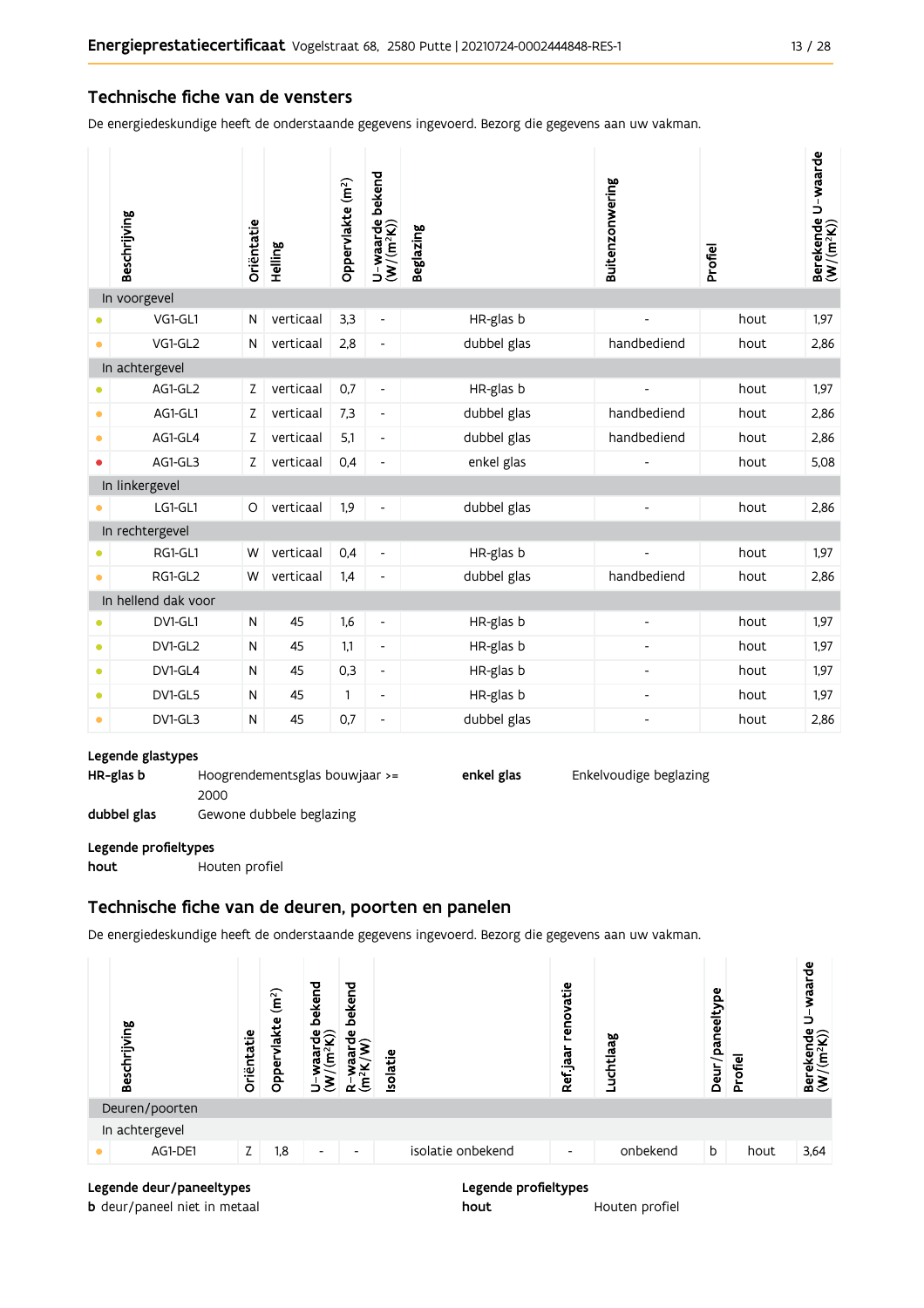## Technische fiche van de vensters

De energiedeskundige heeft de onderstaande gegevens ingevoerd. Bezorg die gegevens aan uw vakman.

| | Beschrijving | Oriëntatie | Helling | Oppervlakte (m²) | U-waarde bekend (W/(m²K)) | Beglazing | Buitenzonwering | Profiel | Berekende U-waarde (W/(m²K)) |
|---|---|---|---|---|---|---|---|---|---|
| **In voorgevel** | | | | | | | | | |
| ● | VG1-GL1 | N | verticaal | 3,3 | - | HR-glas b | - | hout | 1,97 |
| ● | VG1-GL2 | N | verticaal | 2,8 | - | dubbel glas | handbediend | hout | 2,86 |
| **In achtergevel** | | | | | | | | | |
| ● | AG1-GL2 | Z | verticaal | 0,7 | - | HR-glas b | - | hout | 1,97 |
| ● | AG1-GL1 | Z | verticaal | 7,3 | - | dubbel glas | handbediend | hout | 2,86 |
| ● | AG1-GL4 | Z | verticaal | 5,1 | - | dubbel glas | handbediend | hout | 2,86 |
| ● | AG1-GL3 | Z | verticaal | 0,4 | - | enkel glas | - | hout | 5,08 |
| **In linkergevel** | | | | | | | | | |
| ● | LG1-GL1 | O | verticaal | 1,9 | - | dubbel glas | - | hout | 2,86 |
| **In rechtergevel** | | | | | | | | | |
| ● | RG1-GL1 | W | verticaal | 0,4 | - | HR-glas b | - | hout | 1,97 |
| ● | RG1-GL2 | W | verticaal | 1,4 | - | dubbel glas | handbediend | hout | 2,86 |
| **In hellend dak voor** | | | | | | | | | |
| ● | DV1-GL1 | N | 45 | 1,6 | - | HR-glas b | - | hout | 1,97 |
| ● | DV1-GL2 | N | 45 | 1,1 | - | HR-glas b | - | hout | 1,97 |
| ● | DV1-GL4 | N | 45 | 0,3 | - | HR-glas b | - | hout | 1,97 |
| ● | DV1-GL5 | N | 45 | 1 | - | HR-glas b | - | hout | 1,97 |
| ● | DV1-GL3 | N | 45 | 0,7 | - | dubbel glas | - | hout | 2,86 |

**Legende glastypes**

**HR-glas b** Hoogrendementsglas bouwjaar >= 2000

**dubbel glas** Gewone dubbele beglazing

**enkel glas** Enkelvoudige beglazing

**Legende profieltypes**

**hout** Houten profiel

## Technische fiche van de deuren, poorten en panelen

De energiedeskundige heeft de onderstaande gegevens ingevoerd. Bezorg die gegevens aan uw vakman.

| | Beschrijving | Oriëntatie | Oppervlakte (m²) | U-waarde bekend (W/(m²K)) | R-waarde bekend (m²K/W) | Isolatie | Ref.jaar renovatie | Luchtlaag | Deur/paneeltype | Profiel | Berekende U-waarde (W/(m²K)) |
|---|---|---|---|---|---|---|---|---|---|---|---|
| **Deuren/poorten** | | | | | | | | | | | |
| **In achtergevel** | | | | | | | | | | | |
| ● | AG1-DE1 | Z | 1,8 | - | - | isolatie onbekend | - | onbekend | b | hout | 3,64 |

**Legende deur/paneeltypes**

**b** deur/paneel niet in metaal

**Legende profieltypes**

**hout** Houten profiel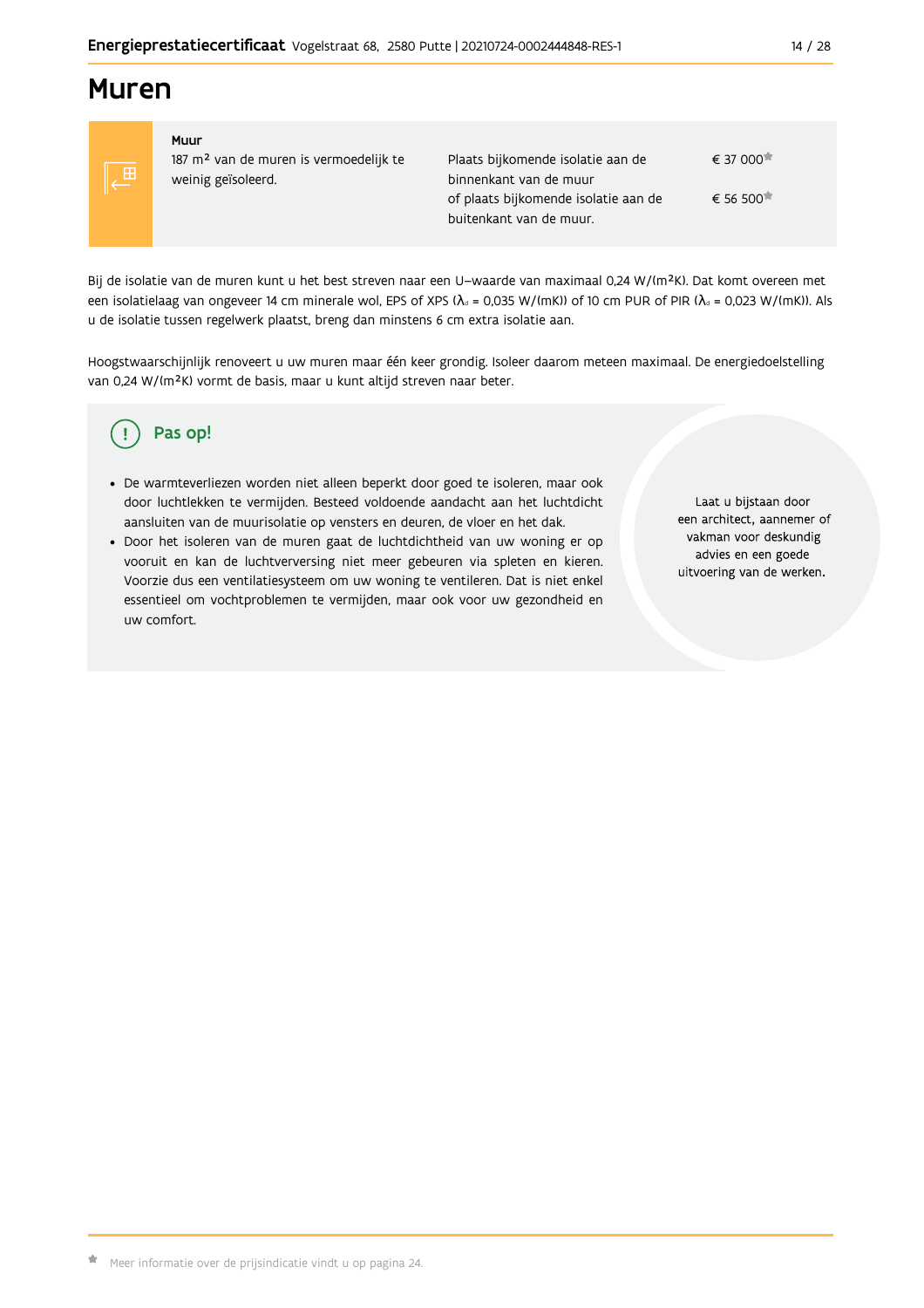# Muren

| Muur | | |
|---|---|---|
| 187 m² van de muren is vermoedelijk te weinig geïsoleerd. | Plaats bijkomende isolatie aan de binnenkant van de muur | € 37 000* |
| | of plaats bijkomende isolatie aan de buitenkant van de muur. | € 56 500* |

Bij de isolatie van de muren kunt u het best streven naar een U–waarde van maximaal 0,24 W/(m²K). Dat komt overeen met een isolatielaag van ongeveer 14 cm minerale wol, EPS of XPS ($\lambda_d$ = 0,035 W/(mK)) of 10 cm PUR of PIR ($\lambda_d$ = 0,023 W/(mK)). Als u de isolatie tussen regelwerk plaatst, breng dan minstens 6 cm extra isolatie aan.

Hoogstwaarschijnlijk renoveert u uw muren maar één keer grondig. Isoleer daarom meteen maximaal. De energiedoelstelling van 0,24 W/(m²K) vormt de basis, maar u kunt altijd streven naar beter.

## Pas op!

- De warmteverliezen worden niet alleen beperkt door goed te isoleren, maar ook door luchtlekken te vermijden. Besteed voldoende aandacht aan het luchtdicht aansluiten van de muurisolatie op vensters en deuren, de vloer en het dak.
- Door het isoleren van de muren gaat de luchtdichtheid van uw woning er op vooruit en kan de luchtverversing niet meer gebeuren via spleten en kieren. Voorzie dus een ventilatiesysteem om uw woning te ventileren. Dat is niet enkel essentieel om vochtproblemen te vermijden, maar ook voor uw gezondheid en uw comfort.

Laat u bijstaan door een architect, aannemer of vakman voor deskundig advies en een goede uitvoering van de werken.

* Meer informatie over de prijsindicatie vindt u op pagina 24.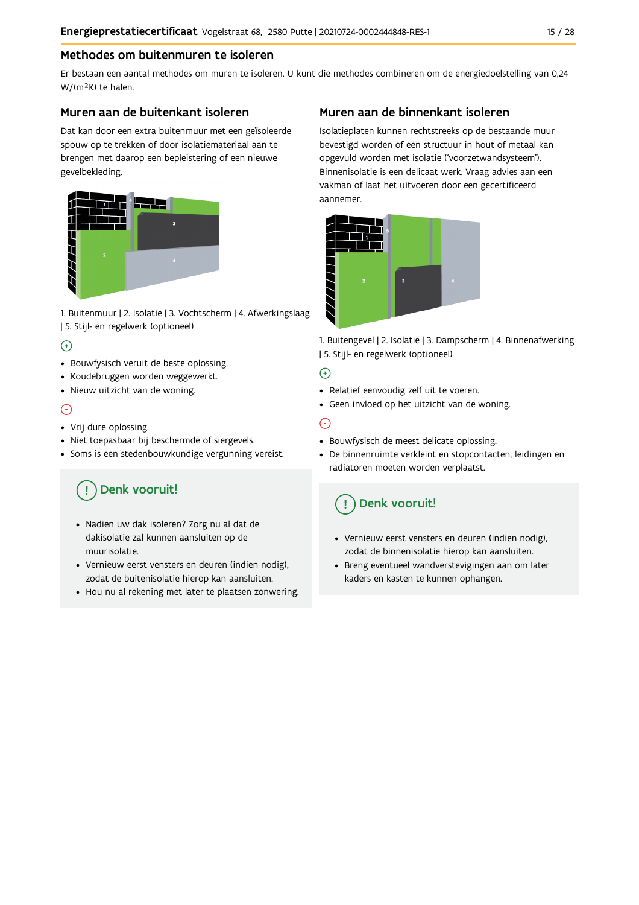## Methodes om buitenmuren te isoleren

Er bestaan een aantal methodes om muren te isoleren. U kunt die methodes combineren om de energiedoelstelling van 0,24 W/(m²K) te halen.

### Muren aan de buitenkant isoleren

Dat kan door een extra buitenmuur met een geïsoleerde spouw op te trekken of door isolatiemateriaal aan te brengen met daarop een bepleistering of een nieuwe gevelbekleding.

1. Buitenmuur | 2. Isolatie | 3. Vochtscherm | 4. Afwerkingslaag | 5. Stijl- en regelwerk (optioneel)

(+)

- Bouwfysisch veruit de beste oplossing.
- Koudebruggen worden weggewerkt.
- Nieuw uitzicht van de woning.

(-)

- Vrij dure oplossing.
- Niet toepasbaar bij beschermde of siergevels.
- Soms is een stedenbouwkundige vergunning vereist.

**Denk vooruit!**

- Nadien uw dak isoleren? Zorg nu al dat de dakisolatie zal kunnen aansluiten op de muurisolatie.
- Vernieuw eerst vensters en deuren (indien nodig), zodat de buitenisolatie hierop kan aansluiten.
- Hou nu al rekening met later te plaatsen zonwering.

### Muren aan de binnenkant isoleren

Isolatieplaten kunnen rechtstreeks op de bestaande muur bevestigd worden of een structuur in hout of metaal kan opgevuld worden met isolatie ('voorzetwandsysteem'). Binnenisolatie is een delicaat werk. Vraag advies aan een vakman of laat het uitvoeren door een gecertificeerd aannemer.

1. Buitengevel | 2. Isolatie | 3. Dampscherm | 4. Binnenafwerking | 5. Stijl- en regelwerk (optioneel)

(+)

- Relatief eenvoudig zelf uit te voeren.
- Geen invloed op het uitzicht van de woning.

(-)

- Bouwfysisch de meest delicate oplossing.
- De binnenruimte verkleint en stopcontacten, leidingen en radiatoren moeten worden verplaatst.

**Denk vooruit!**

- Vernieuw eerst vensters en deuren (indien nodig), zodat de binnenisolatie hierop kan aansluiten.
- Breng eventueel wandverstevigingen aan om later kaders en kasten te kunnen ophangen.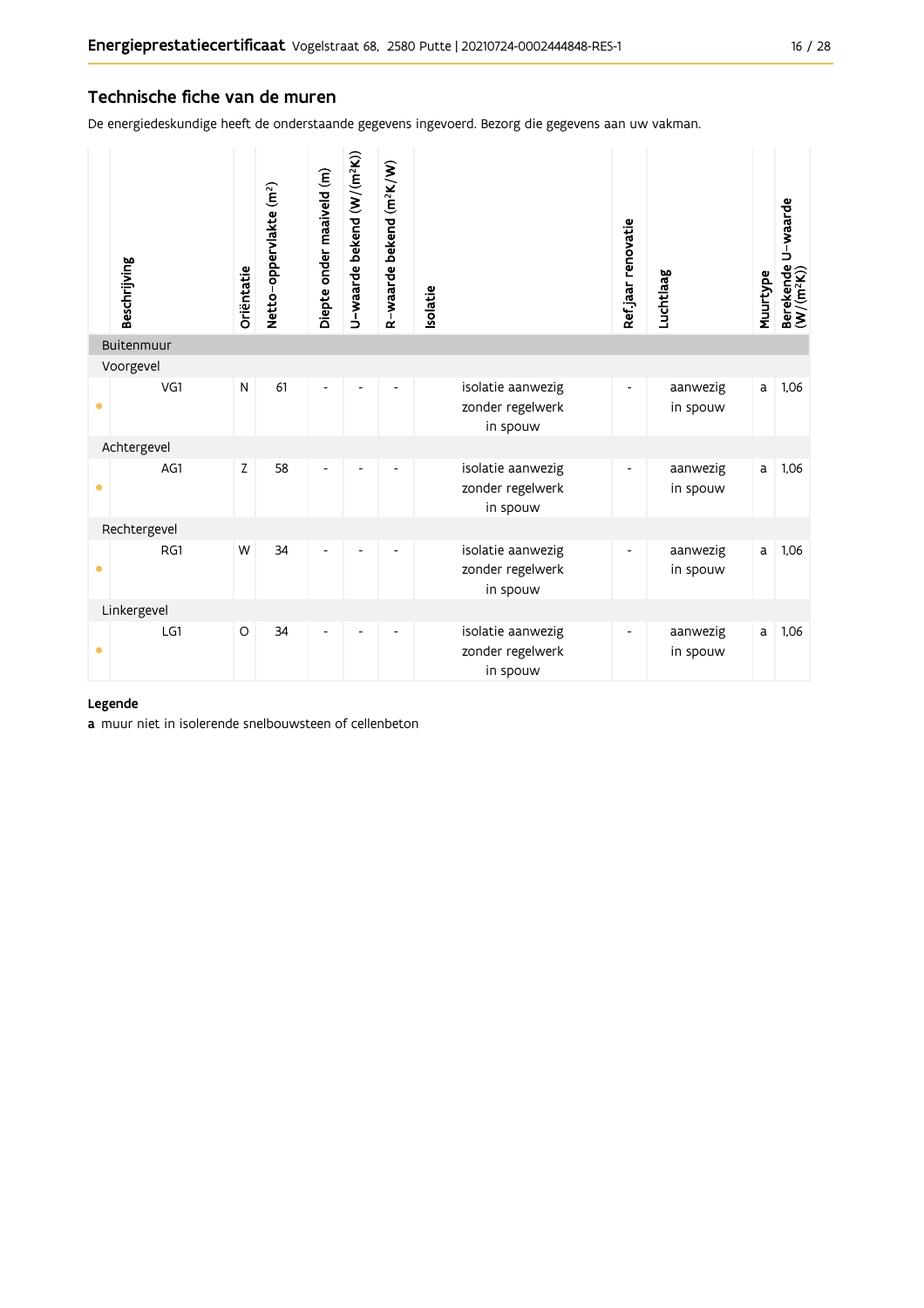## Technische fiche van de muren

De energiedeskundige heeft de onderstaande gegevens ingevoerd. Bezorg die gegevens aan uw vakman.

| | Beschrijving | Oriëntatie | Netto-oppervlakte (m²) | Diepte onder maaiveld (m) | U-waarde bekend (W/(m²K)) | R-waarde bekend (m²K/W) | Isolatie | Ref.jaar renovatie | Luchtlaag | Muurtype | Berekende U-waarde (W/(m²K)) |
|---|---|---|---|---|---|---|---|---|---|---|---|
| | **Buitenmuur** | | | | | | | | | | |
| | Voorgevel | | | | | | | | | | |
| • | VG1 | N | 61 | - | - | - | isolatie aanwezig zonder regelwerk in spouw | - | aanwezig in spouw | a | 1,06 |
| | Achtergevel | | | | | | | | | | |
| • | AG1 | Z | 58 | - | - | - | isolatie aanwezig zonder regelwerk in spouw | - | aanwezig in spouw | a | 1,06 |
| | Rechtergevel | | | | | | | | | | |
| • | RG1 | W | 34 | - | - | - | isolatie aanwezig zonder regelwerk in spouw | - | aanwezig in spouw | a | 1,06 |
| | Linkergevel | | | | | | | | | | |
| • | LG1 | O | 34 | - | - | - | isolatie aanwezig zonder regelwerk in spouw | - | aanwezig in spouw | a | 1,06 |

**Legende**

**a** muur niet in isolerende snelbouwsteen of cellenbeton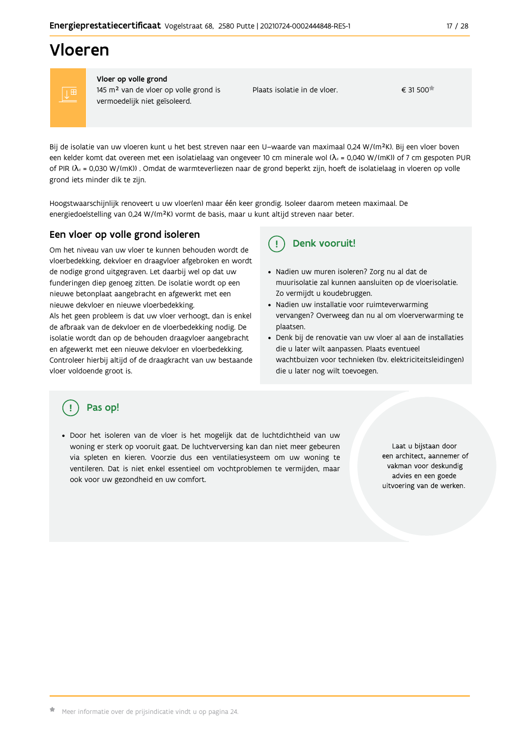# Vloeren

| Vloer op volle grond | | |
|---|---|---|
| **Vloer op volle grond**<br>145 m² van de vloer op volle grond is vermoedelijk niet geïsoleerd. | Plaats isolatie in de vloer. | € 31 500* |

Bij de isolatie van uw vloeren kunt u het best streven naar een U–waarde van maximaal 0,24 W/(m²K). Bij een vloer boven een kelder komt dat overeen met een isolatielaag van ongeveer 10 cm minerale wol ($\lambda_d$ = 0,040 W/(mK)) of 7 cm gespoten PUR of PIR ($\lambda_d$ = 0,030 W/(mK)) . Omdat de warmteverliezen naar de grond beperkt zijn, hoeft de isolatielaag in vloeren op volle grond iets minder dik te zijn.

Hoogstwaarschijnlijk renoveert u uw vloer(en) maar één keer grondig. Isoleer daarom meteen maximaal. De energiedoelstelling van 0,24 W/(m²K) vormt de basis, maar u kunt altijd streven naar beter.

## Een vloer op volle grond isoleren

Om het niveau van uw vloer te kunnen behouden wordt de vloerbedekking, dekvloer en draagvloer afgebroken en wordt de nodige grond uitgegraven. Let daarbij wel op dat uw funderingen diep genoeg zitten. De isolatie wordt op een nieuwe betonplaat aangebracht en afgewerkt met een nieuwe dekvloer en nieuwe vloerbedekking.
Als het geen probleem is dat uw vloer verhoogt, dan is enkel de afbraak van de dekvloer en de vloerbedekking nodig. De isolatie wordt dan op de behouden draagvloer aangebracht en afgewerkt met een nieuwe dekvloer en vloerbedekking. Controleer hierbij altijd of de draagkracht van uw bestaande vloer voldoende groot is.

## Denk vooruit!

- Nadien uw muren isoleren? Zorg nu al dat de muurisolatie zal kunnen aansluiten op de vloerisolatie. Zo vermijdt u koudebruggen.
- Nadien uw installatie voor ruimteverwarming vervangen? Overweeg dan nu al om vloerverwarming te plaatsen.
- Denk bij de renovatie van uw vloer al aan de installaties die u later wilt aanpassen. Plaats eventueel wachtbuizen voor technieken (bv. elektriciteitsleidingen) die u later nog wilt toevoegen.

## Pas op!

- Door het isoleren van de vloer is het mogelijk dat de luchtdichtheid van uw woning er sterk op vooruit gaat. De luchtverversing kan dan niet meer gebeuren via spleten en kieren. Voorzie dus een ventilatiesysteem om uw woning te ventileren. Dat is niet enkel essentieel om vochtproblemen te vermijden, maar ook voor uw gezondheid en uw comfort.

Laat u bijstaan door een architect, aannemer of vakman voor deskundig advies en een goede uitvoering van de werken.

* Meer informatie over de prijsindicatie vindt u op pagina 24.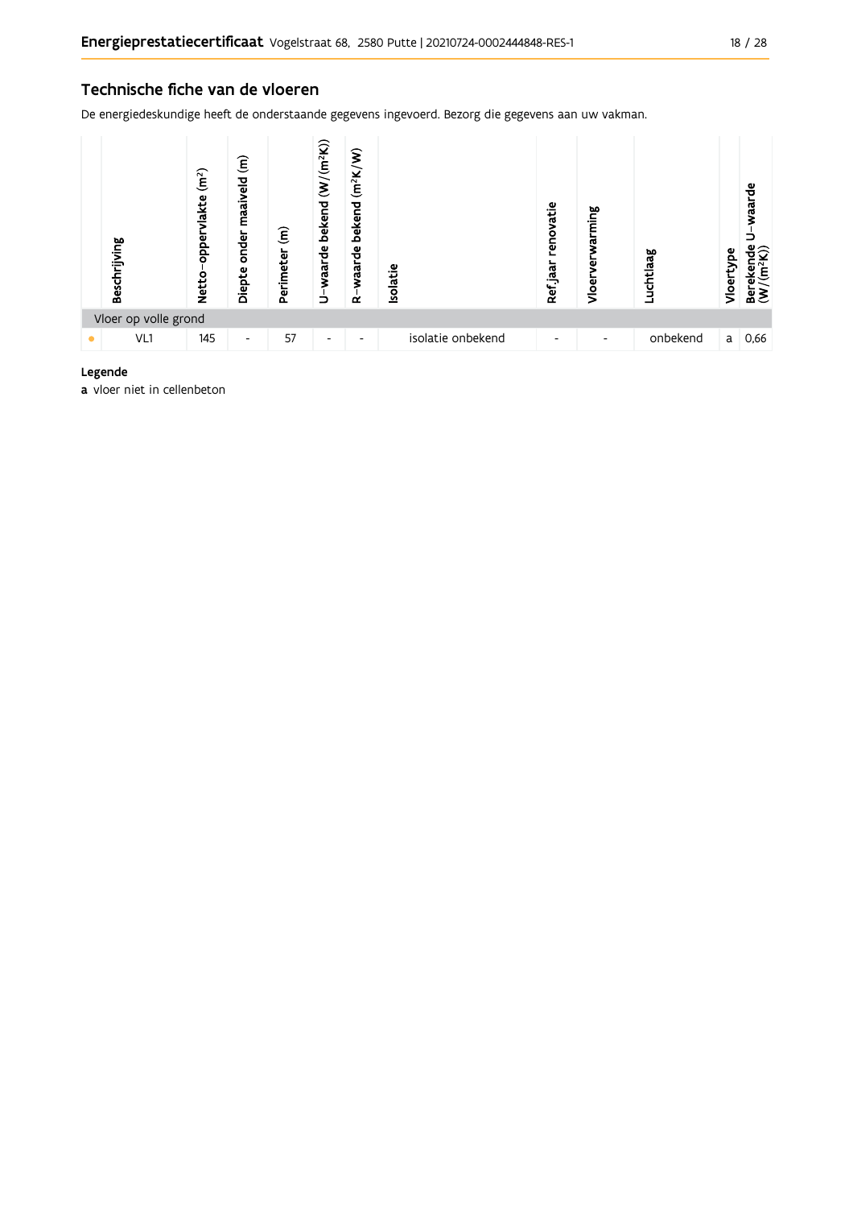## Technische fiche van de vloeren

De energiedeskundige heeft de onderstaande gegevens ingevoerd. Bezorg die gegevens aan uw vakman.

| | Beschrijving | Netto-oppervlakte ($m^2$) | Diepte onder maaiveld (m) | Perimeter (m) | U-waarde bekend ($W/(m^2K)$) | R-waarde bekend ($m^2K/W$) | Isolatie | Ref.jaar renovatie | Vloerverwarming | Luchtlaag | Vloertype | Berekende U-waarde ($W/(m^2K)$) |
|---|---|---|---|---|---|---|---|---|---|---|---|---|
| Vloer op volle grond | | | | | | | | | | | | |
| • | VL1 | 145 | - | 57 | - | - | isolatie onbekend | - | - | onbekend | a | 0,66 |

**Legende**

**a** vloer niet in cellenbeton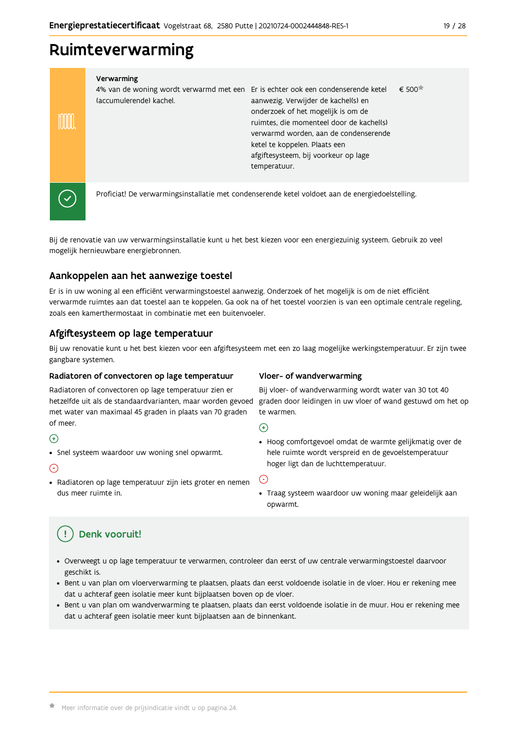# Ruimteverwarming

| Verwarming | | |
|---|---|---|
| 4% van de woning wordt verwarmd met een (accumulerende) kachel. | Er is echter ook een condenserende ketel aanwezig. Verwijder de kachel(s) en onderzoek of het mogelijk is om de ruimtes, die momenteel door de kachel(s) verwarmd worden, aan de condenserende ketel te koppelen. Plaats een afgiftesysteem, bij voorkeur op lage temperatuur. | € 500* |

Proficiat! De verwarmingsinstallatie met condenserende ketel voldoet aan de energiedoelstelling.

Bij de renovatie van uw verwarmingsinstallatie kunt u het best kiezen voor een energiezuinig systeem. Gebruik zo veel mogelijk hernieuwbare energiebronnen.

## Aankoppelen aan het aanwezige toestel

Er is in uw woning al een efficiënt verwarmingstoestel aanwezig. Onderzoek of het mogelijk is om de niet efficiënt verwarmde ruimtes aan dat toestel aan te koppelen. Ga ook na of het toestel voorzien is van een optimale centrale regeling, zoals een kamerthermostaat in combinatie met een buitenvoeler.

## Afgiftesysteem op lage temperatuur

Bij uw renovatie kunt u het best kiezen voor een afgiftesysteem met een zo laag mogelijke werkingstemperatuur. Er zijn twee gangbare systemen.

### Radiatoren of convectoren op lage temperatuur

Radiatoren of convectoren op lage temperatuur zien er hetzelfde uit als de standaardvarianten, maar worden gevoed met water van maximaal 45 graden in plaats van 70 graden of meer.

(+)

- Snel systeem waardoor uw woning snel opwarmt.

(−)

- Radiatoren op lage temperatuur zijn iets groter en nemen dus meer ruimte in.

### Vloer- of wandverwarming

Bij vloer- of wandverwarming wordt water van 30 tot 40 graden door leidingen in uw vloer of wand gestuwd om het op te warmen.

(+)

- Hoog comfortgevoel omdat de warmte gelijkmatig over de hele ruimte wordt verspreid en de gevoelstemperatuur hoger ligt dan de luchttemperatuur.

(−)

- Traag systeem waardoor uw woning maar geleidelijk aan opwarmt.

## Denk vooruit!

- Overweegt u op lage temperatuur te verwarmen, controleer dan eerst of uw centrale verwarmingstoestel daarvoor geschikt is.
- Bent u van plan om vloerverwarming te plaatsen, plaats dan eerst voldoende isolatie in de vloer. Hou er rekening mee dat u achteraf geen isolatie meer kunt bijplaatsen boven op de vloer.
- Bent u van plan om wandverwarming te plaatsen, plaats dan eerst voldoende isolatie in de muur. Hou er rekening mee dat u achteraf geen isolatie meer kunt bijplaatsen aan de binnenkant.

* Meer informatie over de prijsindicatie vindt u op pagina 24.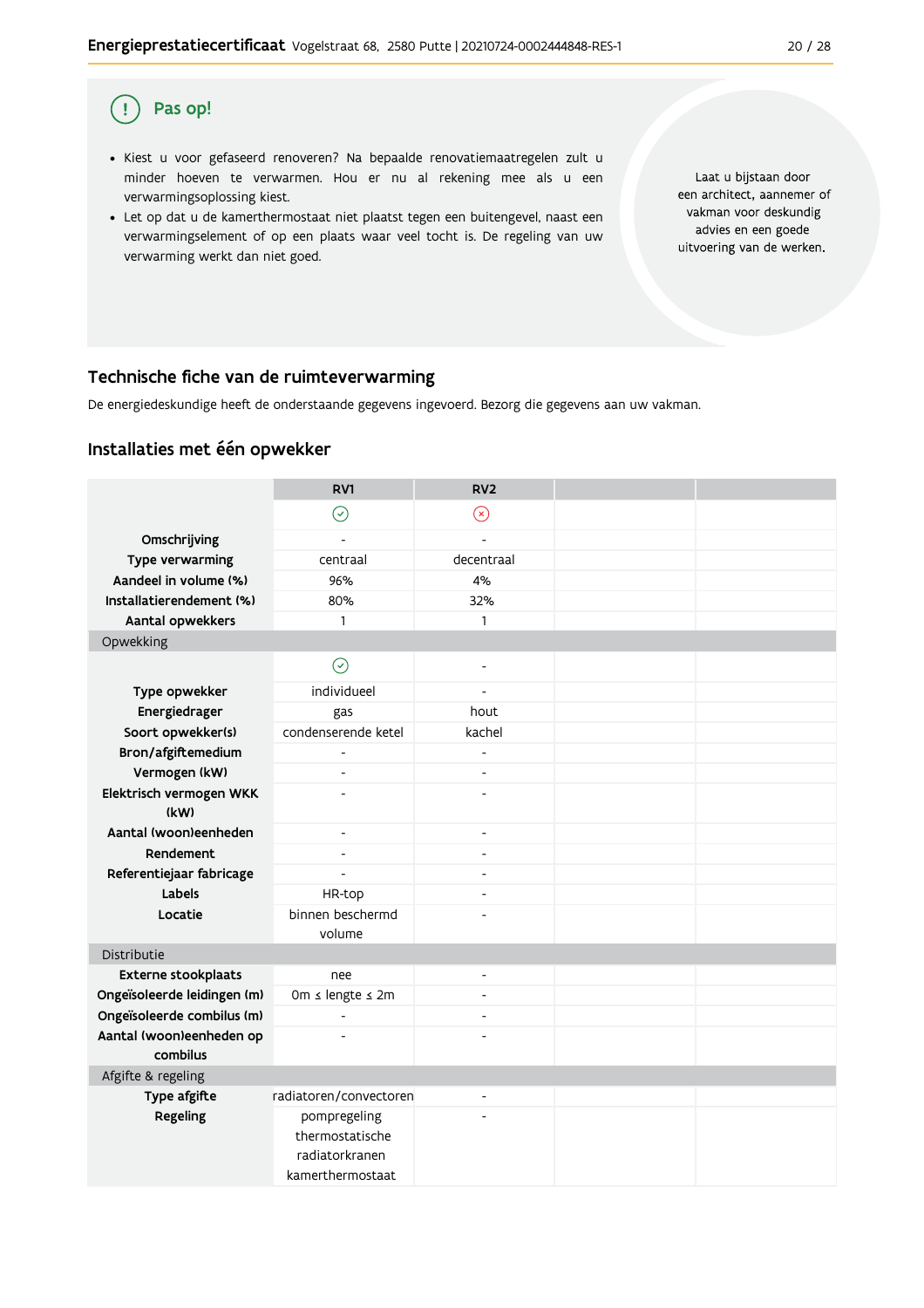## Pas op!

- Kiest u voor gefaseerd renoveren? Na bepaalde renovatiemaatregelen zult u minder hoeven te verwarmen. Hou er nu al rekening mee als u een verwarmingsoplossing kiest.
- Let op dat u de kamerthermostaat niet plaatst tegen een buitengevel, naast een verwarmingselement of op een plaats waar veel tocht is. De regeling van uw verwarming werkt dan niet goed.

Laat u bijstaan door een architect, aannemer of vakman voor deskundig advies en een goede uitvoering van de werken.

## Technische fiche van de ruimteverwarming

De energiedeskundige heeft de onderstaande gegevens ingevoerd. Bezorg die gegevens aan uw vakman.

### Installaties met één opwekker

| | RV1 | RV2 | | |
|---|---|---|---|---|
| | ✓ | ✗ | | |
| **Omschrijving** | - | - | | |
| **Type verwarming** | centraal | decentraal | | |
| **Aandeel in volume (%)** | 96% | 4% | | |
| **Installatierendement (%)** | 80% | 32% | | |
| **Aantal opwekkers** | 1 | 1 | | |
| Opwekking | | | | |
| | ✓ | - | | |
| **Type opwekker** | individueel | - | | |
| **Energiedrager** | gas | hout | | |
| **Soort opwekker(s)** | condenserende ketel | kachel | | |
| **Bron/afgiftemedium** | - | - | | |
| **Vermogen (kW)** | - | - | | |
| **Elektrisch vermogen WKK (kW)** | - | - | | |
| **Aantal (woon)eenheden** | - | - | | |
| **Rendement** | - | - | | |
| **Referentiejaar fabricage** | - | - | | |
| **Labels** | HR-top | - | | |
| **Locatie** | binnen beschermd volume | - | | |
| Distributie | | | | |
| **Externe stookplaats** | nee | - | | |
| **Ongeïsoleerde leidingen (m)** | 0m ≤ lengte ≤ 2m | - | | |
| **Ongeïsoleerde combilus (m)** | - | - | | |
| **Aantal (woon)eenheden op combilus** | - | - | | |
| Afgifte & regeling | | | | |
| **Type afgifte** | radiatoren/convectoren | - | | |
| **Regeling** | pompregeling thermostatische radiatorkranen kamerthermostaat | - | | |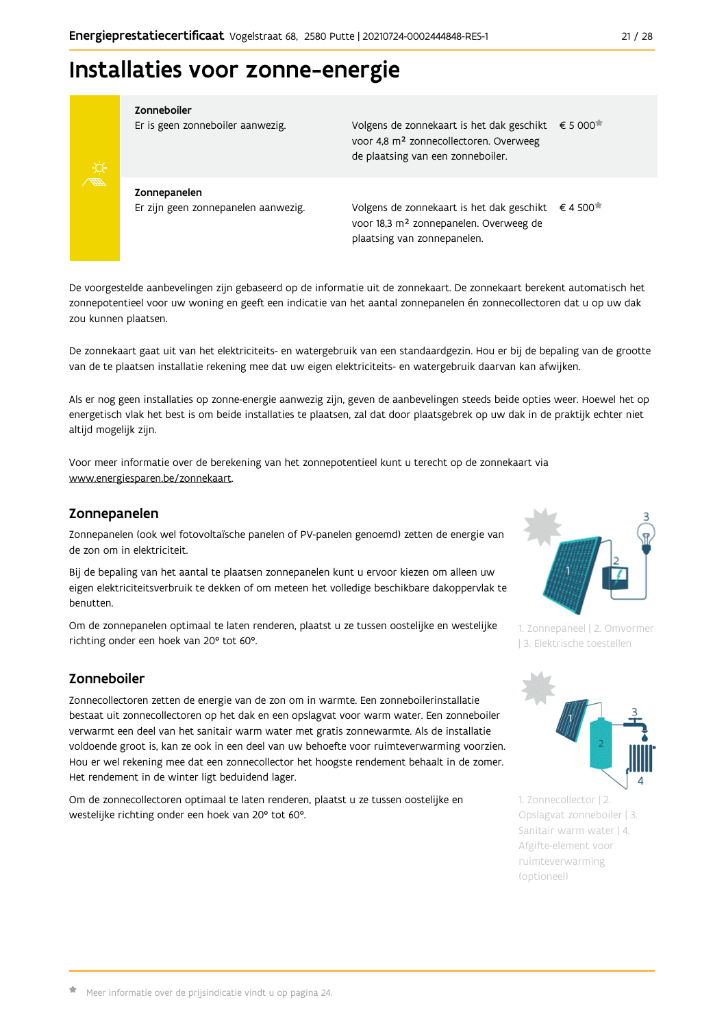# Installaties voor zonne-energie

| | | |
|---|---|---|
| **Zonneboiler**<br>Er is geen zonneboiler aanwezig. | Volgens de zonnekaart is het dak geschikt voor 4,8 m² zonnecollectoren. Overweeg de plaatsing van een zonneboiler. | € 5 000* |
| **Zonnepanelen**<br>Er zijn geen zonnepanelen aanwezig. | Volgens de zonnekaart is het dak geschikt voor 18,3 m² zonnepanelen. Overweeg de plaatsing van zonnepanelen. | € 4 500* |

De voorgestelde aanbevelingen zijn gebaseerd op de informatie uit de zonnekaart. De zonnekaart berekent automatisch het zonnepotentieel voor uw woning en geeft een indicatie van het aantal zonnepanelen én zonnecollectoren dat u op uw dak zou kunnen plaatsen.

De zonnekaart gaat uit van het elektriciteits- en watergebruik van een standaardgezin. Hou er bij de bepaling van de grootte van de te plaatsen installatie rekening mee dat uw eigen elektriciteits- en watergebruik daarvan kan afwijken.

Als er nog geen installaties op zonne-energie aanwezig zijn, geven de aanbevelingen steeds beide opties weer. Hoewel het op energetisch vlak het best is om beide installaties te plaatsen, zal dat door plaatsgebrek op uw dak in de praktijk echter niet altijd mogelijk zijn.

Voor meer informatie over de berekening van het zonnepotentieel kunt u terecht op de zonnekaart via www.energiesparen.be/zonnekaart.

## Zonnepanelen

Zonnepanelen (ook wel fotovoltaïsche panelen of PV-panelen genoemd) zetten de energie van de zon om in elektriciteit.

Bij de bepaling van het aantal te plaatsen zonnepanelen kunt u ervoor kiezen om alleen uw eigen elektriciteitsverbruik te dekken of om meteen het volledige beschikbare dakoppervlak te benutten.

Om de zonnepanelen optimaal te laten renderen, plaatst u ze tussen oostelijke en westelijke richting onder een hoek van 20° tot 60°.

1. Zonnepaneel | 2. Omvormer | 3. Elektrische toestellen

## Zonneboiler

Zonnecollectoren zetten de energie van de zon om in warmte. Een zonneboilerinstallatie bestaat uit zonnecollectoren op het dak en een opslagvat voor warm water. Een zonneboiler verwarmt een deel van het sanitair warm water met gratis zonnewarmte. Als de installatie voldoende groot is, kan ze ook in een deel van uw behoefte voor ruimteverwarming voorzien. Hou er wel rekening mee dat een zonnecollector het hoogste rendement behaalt in de zomer. Het rendement in de winter ligt beduidend lager.

Om de zonnecollectoren optimaal te laten renderen, plaatst u ze tussen oostelijke en westelijke richting onder een hoek van 20° tot 60°.

1. Zonnecollector | 2. Opslagvat zonneboiler | 3. Sanitair warm water | 4. Afgifte-element voor ruimteverwarming (optioneel)

* Meer informatie over de prijsindicatie vindt u op pagina 24.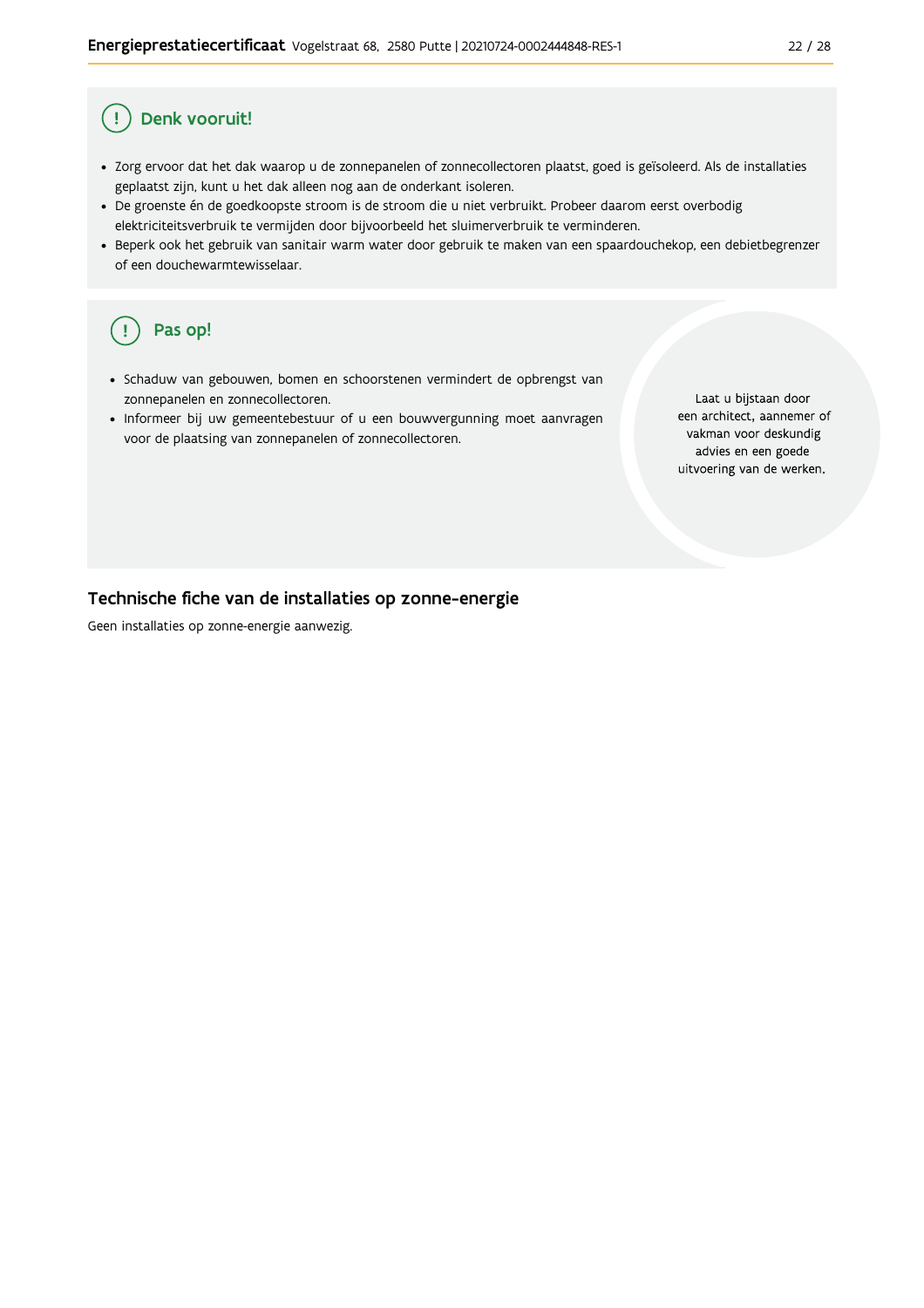## Denk vooruit!

- Zorg ervoor dat het dak waarop u de zonnepanelen of zonnecollectoren plaatst, goed is geïsoleerd. Als de installaties geplaatst zijn, kunt u het dak alleen nog aan de onderkant isoleren.
- De groenste én de goedkoopste stroom is de stroom die u niet verbruikt. Probeer daarom eerst overbodig elektriciteitsverbruik te vermijden door bijvoorbeeld het sluimerverbruik te verminderen.
- Beperk ook het gebruik van sanitair warm water door gebruik te maken van een spaardouchekop, een debietbegrenzer of een douchewarmtewisselaar.

## Pas op!

- Schaduw van gebouwen, bomen en schoorstenen vermindert de opbrengst van zonnepanelen en zonnecollectoren.
- Informeer bij uw gemeentebestuur of u een bouwvergunning moet aanvragen voor de plaatsing van zonnepanelen of zonnecollectoren.

Laat u bijstaan door een architect, aannemer of vakman voor deskundig advies en een goede uitvoering van de werken.

## Technische fiche van de installaties op zonne-energie

Geen installaties op zonne-energie aanwezig.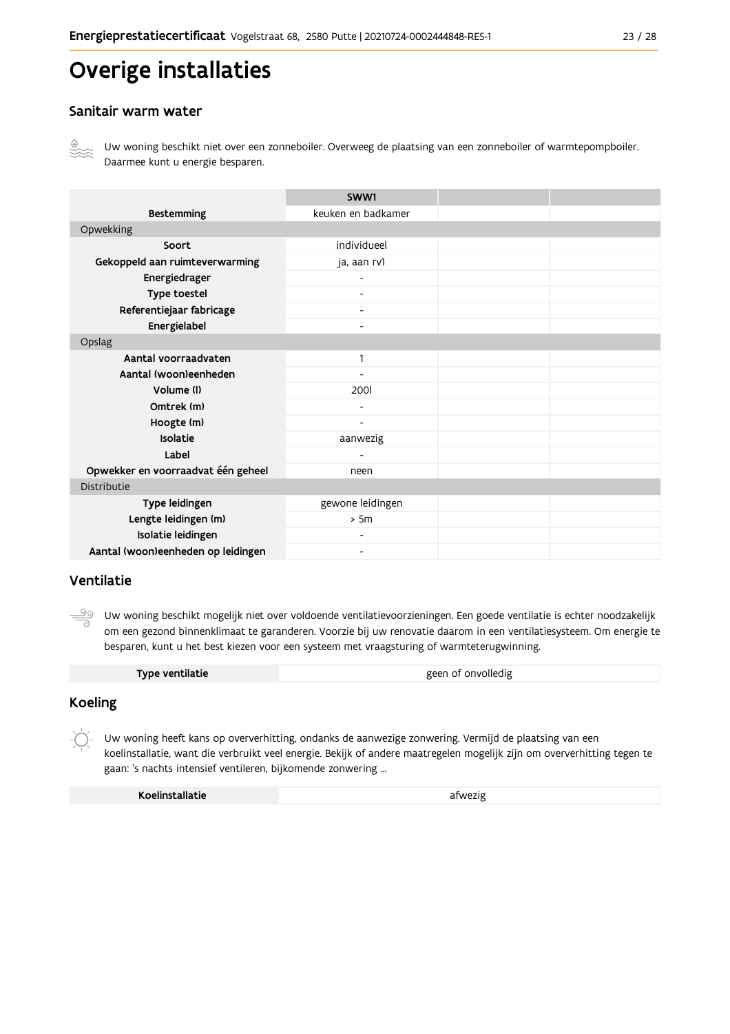# Overige installaties

## Sanitair warm water

Uw woning beschikt niet over een zonneboiler. Overweeg de plaatsing van een zonneboiler of warmtepompboiler. Daarmee kunt u energie besparen.

| | SWW1 | | |
|---|---|---|---|
| **Bestemming** | keuken en badkamer | | |
| Opwekking | | | |
| **Soort** | individueel | | |
| **Gekoppeld aan ruimteverwarming** | ja, aan rv1 | | |
| **Energiedrager** | - | | |
| **Type toestel** | - | | |
| **Referentiejaar fabricage** | - | | |
| **Energielabel** | - | | |
| Opslag | | | |
| **Aantal voorraadvaten** | 1 | | |
| **Aantal (woon)eenheden** | - | | |
| **Volume (l)** | 200l | | |
| **Omtrek (m)** | - | | |
| **Hoogte (m)** | - | | |
| **Isolatie** | aanwezig | | |
| **Label** | - | | |
| **Opwekker en voorraadvat één geheel** | neen | | |
| Distributie | | | |
| **Type leidingen** | gewone leidingen | | |
| **Lengte leidingen (m)** | > 5m | | |
| **Isolatie leidingen** | - | | |
| **Aantal (woon)eenheden op leidingen** | - | | |

## Ventilatie

Uw woning beschikt mogelijk niet over voldoende ventilatievoorzieningen. Een goede ventilatie is echter noodzakelijk om een gezond binnenklimaat te garanderen. Voorzie bij uw renovatie daarom in een ventilatiesysteem. Om energie te besparen, kunt u het best kiezen voor een systeem met vraagsturing of warmteterugwinning.

| **Type ventilatie** | geen of onvolledig |
|---|---|

## Koeling

Uw woning heeft kans op oververhitting, ondanks de aanwezige zonwering. Vermijd de plaatsing van een koelinstallatie, want die verbruikt veel energie. Bekijk of andere maatregelen mogelijk zijn om oververhitting tegen te gaan: 's nachts intensief ventileren, bijkomende zonwering ...

| **Koelinstallatie** | afwezig |
|---|---|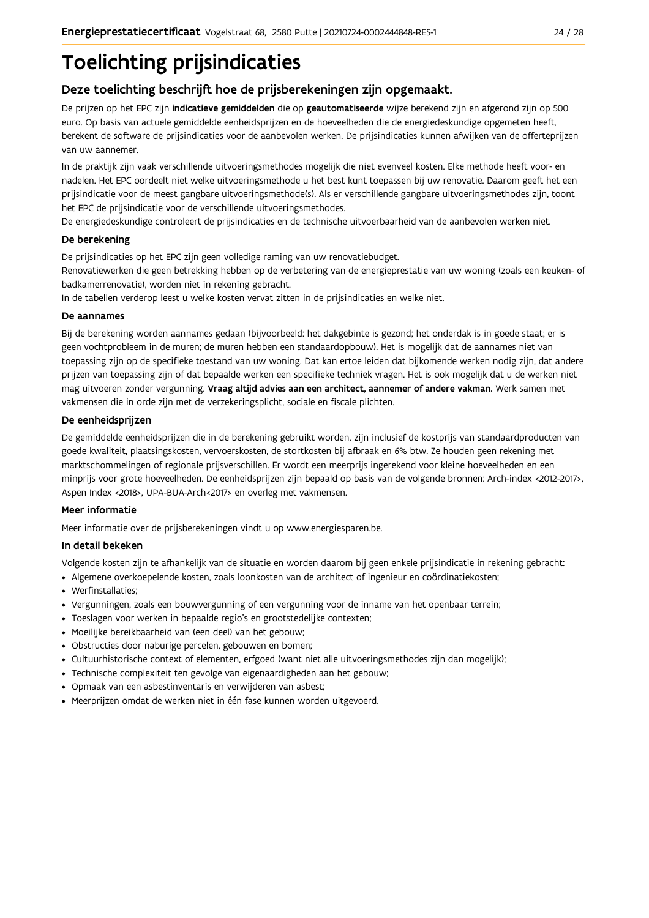# Toelichting prijsindicaties

## Deze toelichting beschrijft hoe de prijsberekeningen zijn opgemaakt.

De prijzen op het EPC zijn **indicatieve gemiddelden** die op **geautomatiseerde** wijze berekend zijn en afgerond zijn op 500 euro. Op basis van actuele gemiddelde eenheidsprijzen en de hoeveelheden die de energiedeskundige opgemeten heeft, berekent de software de prijsindicaties voor de aanbevolen werken. De prijsindicaties kunnen afwijken van de offerteprijzen van uw aannemer.

In de praktijk zijn vaak verschillende uitvoeringsmethodes mogelijk die niet evenveel kosten. Elke methode heeft voor- en nadelen. Het EPC oordeelt niet welke uitvoeringsmethode u het best kunt toepassen bij uw renovatie. Daarom geeft het een prijsindicatie voor de meest gangbare uitvoeringsmethode(s). Als er verschillende gangbare uitvoeringsmethodes zijn, toont het EPC de prijsindicatie voor de verschillende uitvoeringsmethodes.

De energiedeskundige controleert de prijsindicaties en de technische uitvoerbaarheid van de aanbevolen werken niet.

### De berekening

De prijsindicaties op het EPC zijn geen volledige raming van uw renovatiebudget.

Renovatiewerken die geen betrekking hebben op de verbetering van de energieprestatie van uw woning (zoals een keuken- of badkamerrenovatie), worden niet in rekening gebracht.

In de tabellen verderop leest u welke kosten vervat zitten in de prijsindicaties en welke niet.

### De aannames

Bij de berekening worden aannames gedaan (bijvoorbeeld: het dakgebinte is gezond; het onderdak is in goede staat; er is geen vochtprobleem in de muren; de muren hebben een standaardopbouw). Het is mogelijk dat de aannames niet van toepassing zijn op de specifieke toestand van uw woning. Dat kan ertoe leiden dat bijkomende werken nodig zijn, dat andere prijzen van toepassing zijn of dat bepaalde werken een specifieke techniek vragen. Het is ook mogelijk dat u de werken niet mag uitvoeren zonder vergunning. **Vraag altijd advies aan een architect, aannemer of andere vakman.** Werk samen met vakmensen die in orde zijn met de verzekeringsplicht, sociale en fiscale plichten.

### De eenheidsprijzen

De gemiddelde eenheidsprijzen die in de berekening gebruikt worden, zijn inclusief de kostprijs van standaardproducten van goede kwaliteit, plaatsingskosten, vervoerskosten, de stortkosten bij afbraak en 6% btw. Ze houden geen rekening met marktschommelingen of regionale prijsverschillen. Er wordt een meerprijs ingerekend voor kleine hoeveelheden en een minprijs voor grote hoeveelheden. De eenheidsprijzen zijn bepaald op basis van de volgende bronnen: Arch-index <2012-2017>, Aspen Index <2018>, UPA-BUA-Arch<2017> en overleg met vakmensen.

### Meer informatie

Meer informatie over de prijsberekeningen vindt u op www.energiesparen.be.

### In detail bekeken

Volgende kosten zijn te afhankelijk van de situatie en worden daarom bij geen enkele prijsindicatie in rekening gebracht:

- Algemene overkoepelende kosten, zoals loonkosten van de architect of ingenieur en coördinatiekosten;
- Werfinstallaties;
- Vergunningen, zoals een bouwvergunning of een vergunning voor de inname van het openbaar terrein;
- Toeslagen voor werken in bepaalde regio's en grootstedelijke contexten;
- Moeilijke bereikbaarheid van (een deel) van het gebouw;
- Obstructies door naburige percelen, gebouwen en bomen;
- Cultuurhistorische context of elementen, erfgoed (want niet alle uitvoeringsmethodes zijn dan mogelijk);
- Technische complexiteit ten gevolge van eigenaardigheden aan het gebouw;
- Opmaak van een asbestinventaris en verwijderen van asbest;
- Meerprijzen omdat de werken niet in één fase kunnen worden uitgevoerd.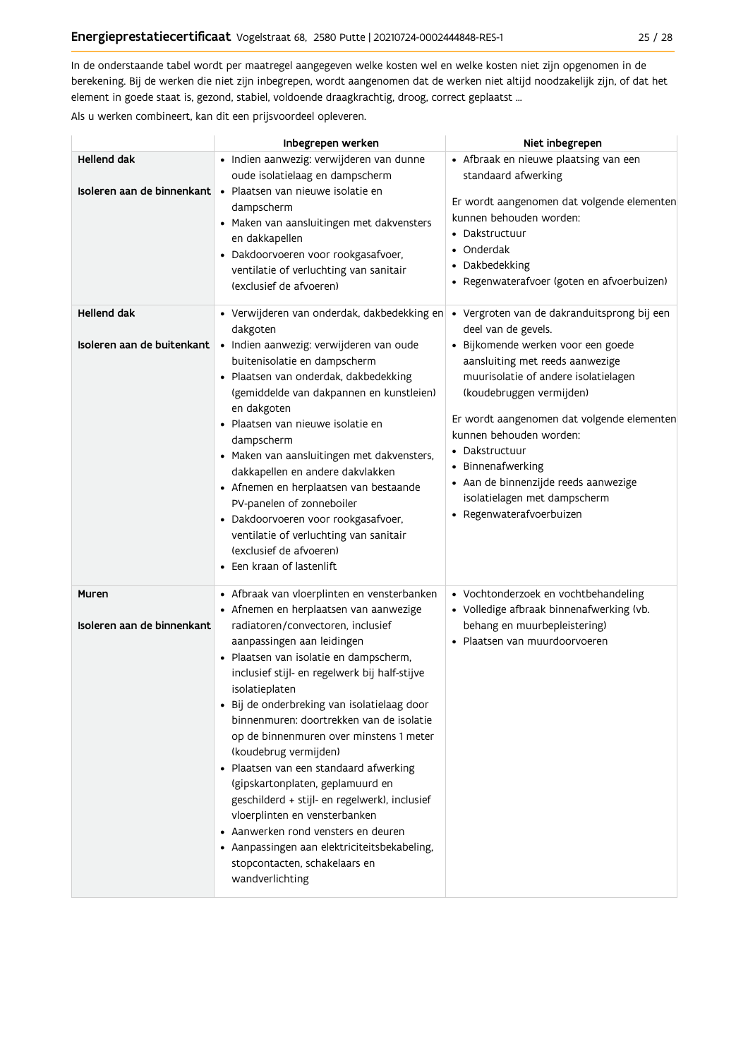In de onderstaande tabel wordt per maatregel aangegeven welke kosten wel en welke kosten niet zijn opgenomen in de berekening. Bij de werken die niet zijn inbegrepen, wordt aangenomen dat de werken niet altijd noodzakelijk zijn, of dat het element in goede staat is, gezond, stabiel, voldoende draagkrachtig, droog, correct geplaatst ...

Als u werken combineert, kan dit een prijsvoordeel opleveren.

| | Inbegrepen werken | Niet inbegrepen |
|---|---|---|
| **Hellend dak**<br><br>**Isoleren aan de binnenkant** | • Indien aanwezig: verwijderen van dunne oude isolatielaag en dampscherm<br>• Plaatsen van nieuwe isolatie en dampscherm<br>• Maken van aansluitingen met dakvensters en dakkapellen<br>• Dakdoorvoeren voor rookgasafvoer, ventilatie of verluchting van sanitair (exclusief de afvoeren) | • Afbraak en nieuwe plaatsing van een standaard afwerking<br><br>Er wordt aangenomen dat volgende elementen kunnen behouden worden:<br>• Dakstructuur<br>• Onderdak<br>• Dakbedekking<br>• Regenwaterafvoer (goten en afvoerbuizen) |
| **Hellend dak**<br><br>**Isoleren aan de buitenkant** | • Verwijderen van onderdak, dakbedekking en dakgoten<br>• Indien aanwezig: verwijderen van oude buitenisolatie en dampscherm<br>• Plaatsen van onderdak, dakbedekking (gemiddelde van dakpannen en kunstleien) en dakgoten<br>• Plaatsen van nieuwe isolatie en dampscherm<br>• Maken van aansluitingen met dakvensters, dakkapellen en andere dakvlakken<br>• Afnemen en herplaatsen van bestaande PV-panelen of zonneboiler<br>• Dakdoorvoeren voor rookgasafvoer, ventilatie of verluchting van sanitair (exclusief de afvoeren)<br>• Een kraan of lastenlift | • Vergroten van de dakranduitsprong bij een deel van de gevels.<br>• Bijkomende werken voor een goede aansluiting met reeds aanwezige muurisolatie of andere isolatielagen (koudebruggen vermijden)<br><br>Er wordt aangenomen dat volgende elementen kunnen behouden worden:<br>• Dakstructuur<br>• Binnenafwerking<br>• Aan de binnenzijde reeds aanwezige isolatielagen met dampscherm<br>• Regenwaterafvoerbuizen |
| **Muren**<br><br>**Isoleren aan de binnenkant** | • Afbraak van vloerplinten en vensterbanken<br>• Afnemen en herplaatsen van aanwezige radiatoren/convectoren, inclusief aanpassingen aan leidingen<br>• Plaatsen van isolatie en dampscherm, inclusief stijl- en regelwerk bij half-stijve isolatieplaten<br>• Bij de onderbreking van isolatielaag door binnenmuren: doortrekken van de isolatie op de binnenmuren over minstens 1 meter (koudebrug vermijden)<br>• Plaatsen van een standaard afwerking (gipskartonplaten, geplamuurd en geschilderd + stijl- en regelwerk), inclusief vloerplinten en vensterbanken<br>• Aanwerken rond vensters en deuren<br>• Aanpassingen aan elektriciteitsbekabeling, stopcontacten, schakelaars en wandverlichting | • Vochtonderzoek en vochtbehandeling<br>• Volledige afbraak binnenafwerking (vb. behang en muurbepleistering)<br>• Plaatsen van muurdoorvoeren |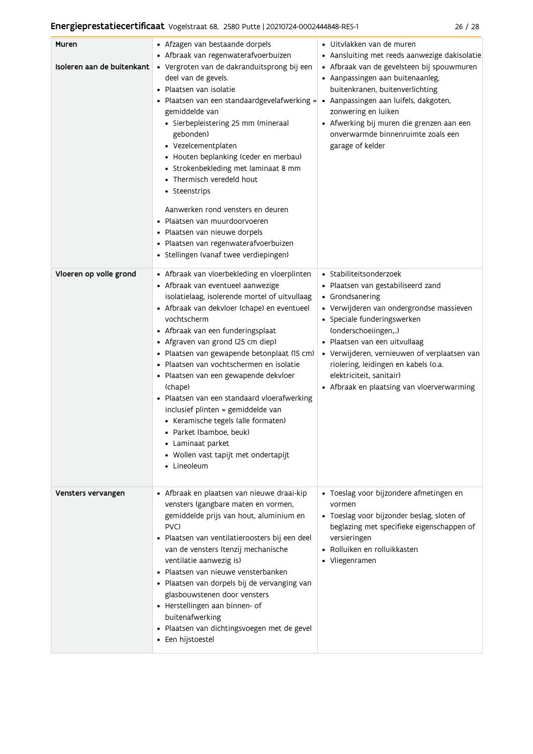| | | |
|---|---|---|
| **Muren**<br><br>**Isoleren aan de buitenkant** | • Afzagen van bestaande dorpels<br>• Afbraak van regenwaterafvoerbuizen<br>• Vergroten van de dakranduitsprong bij een deel van de gevels.<br>• Plaatsen van isolatie<br>• Plaatsen van een standaardgevelafwerking = gemiddelde van<br>&nbsp;&nbsp;• Sierbepleistering 25 mm (mineraal gebonden)<br>&nbsp;&nbsp;• Vezelcementplaten<br>&nbsp;&nbsp;• Houten beplanking (ceder en merbau)<br>&nbsp;&nbsp;• Strokenbekleding met laminaat 8 mm<br>&nbsp;&nbsp;• Thermisch veredeld hout<br>&nbsp;&nbsp;• Steenstrips<br><br>Aanwerken rond vensters en deuren<br>• Plaatsen van muurdoorvoeren<br>• Plaatsen van nieuwe dorpels<br>• Plaatsen van regenwaterafvoerbuizen<br>• Stellingen (vanaf twee verdiepingen) | • Uitvlakken van de muren<br>• Aansluiting met reeds aanwezige dakisolatie<br>• Afbraak van de gevelsteen bij spouwmuren<br>• Aanpassingen aan buitenaanleg, buitenkranen, buitenverlichting<br>• Aanpassingen aan luifels, dakgoten, zonwering en luiken<br>• Afwerking bij muren die grenzen aan een onverwarmde binnenruimte zoals een garage of kelder |
| **Vloeren op volle grond** | • Afbraak van vloerbekleding en vloerplinten<br>• Afbraak van eventueel aanwezige isolatielaag, isolerende mortel of uitvullaag<br>• Afbraak van dekvloer (chape) en eventueel vochtscherm<br>• Afbraak van een funderingsplaat<br>• Afgraven van grond (25 cm diep)<br>• Plaatsen van gewapende betonplaat (15 cm)<br>• Plaatsen van vochtschermen en isolatie<br>• Plaatsen van een gewapende dekvloer (chape)<br>• Plaatsen van een standaard vloerafwerking inclusief plinten = gemiddelde van<br>&nbsp;&nbsp;• Keramische tegels (alle formaten)<br>&nbsp;&nbsp;• Parket (bamboe, beuk)<br>&nbsp;&nbsp;• Laminaat parket<br>&nbsp;&nbsp;• Wollen vast tapijt met ondertapijt<br>&nbsp;&nbsp;• Lineoleum | • Stabiliteitsonderzoek<br>• Plaatsen van gestabiliseerd zand<br>• Grondsanering<br>• Verwijderen van ondergrondse massieven<br>• Speciale funderingswerken (onderschoeiingen,...)<br>• Plaatsen van een uitvullaag<br>• Verwijderen, vernieuwen of verplaatsen van riolering, leidingen en kabels (o.a. elektriciteit, sanitair)<br>• Afbraak en plaatsing van vloerverwarming |
| **Vensters vervangen** | • Afbraak en plaatsen van nieuwe draai-kip vensters (gangbare maten en vormen, gemiddelde prijs van hout, aluminium en PVC)<br>• Plaatsen van ventilatieroosters bij een deel van de vensters (tenzij mechanische ventilatie aanwezig is)<br>• Plaatsen van nieuwe vensterbanken<br>• Plaatsen van dorpels bij de vervanging van glasbouwstenen door vensters<br>• Herstellingen aan binnen- of buitenafwerking<br>• Plaatsen van dichtingsvoegen met de gevel<br>• Een hijstoestel | • Toeslag voor bijzondere afmetingen en vormen<br>• Toeslag voor bijzonder beslag, sloten of beglazing met specifieke eigenschappen of versieringen<br>• Rolluiken en rolluikkasten<br>• Vliegenramen |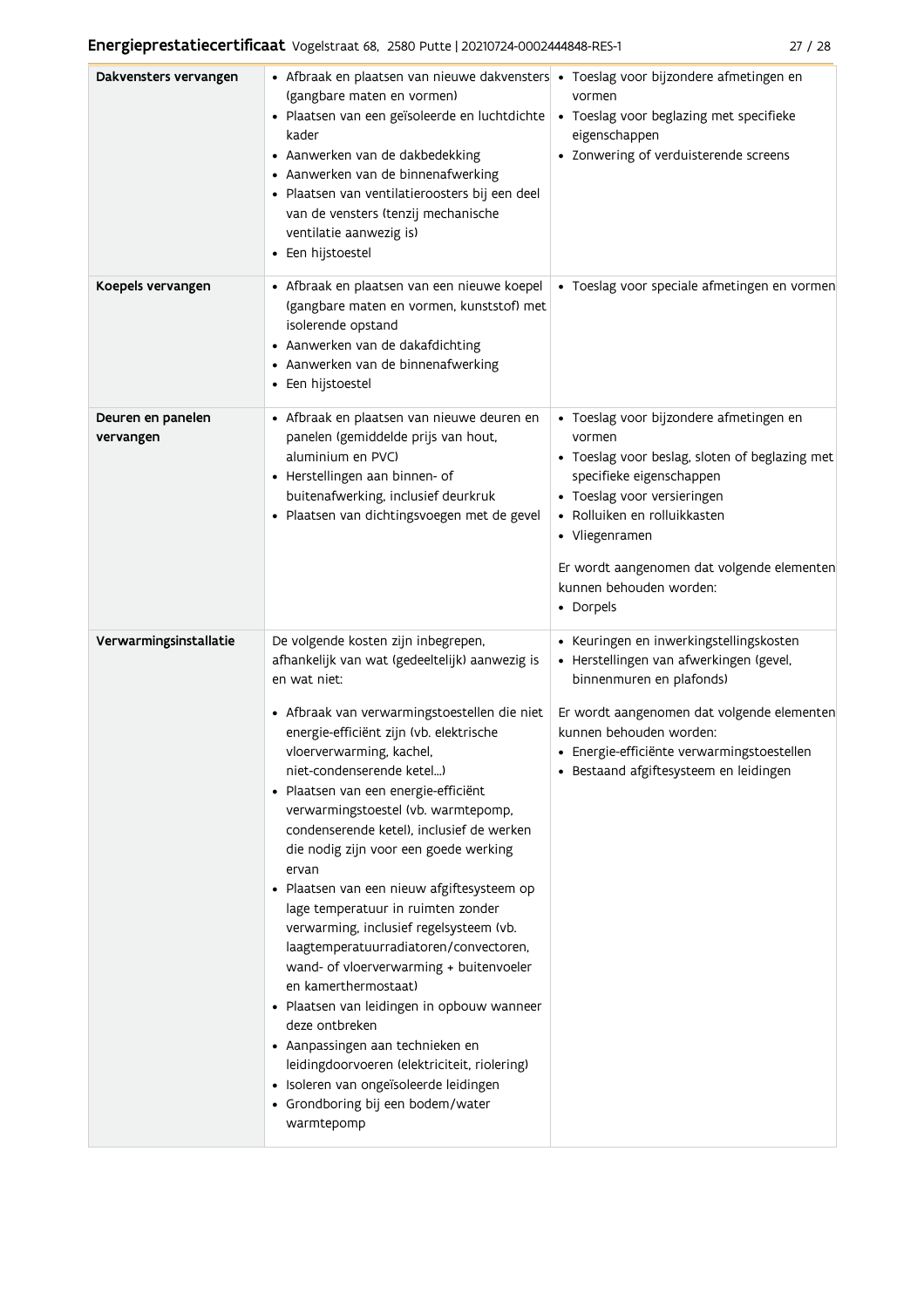| | | |
|---|---|---|
| **Dakvensters vervangen** | • Afbraak en plaatsen van nieuwe dakvensters (gangbare maten en vormen)<br>• Plaatsen van een geïsoleerde en luchtdichte kader<br>• Aanwerken van de dakbedekking<br>• Aanwerken van de binnenafwerking<br>• Plaatsen van ventilatieroosters bij een deel van de vensters (tenzij mechanische ventilatie aanwezig is)<br>• Een hijstoestel | • Toeslag voor bijzondere afmetingen en vormen<br>• Toeslag voor beglazing met specifieke eigenschappen<br>• Zonwering of verduisterende screens |
| **Koepels vervangen** | • Afbraak en plaatsen van een nieuwe koepel (gangbare maten en vormen, kunststof) met isolerende opstand<br>• Aanwerken van de dakafdichting<br>• Aanwerken van de binnenafwerking<br>• Een hijstoestel | • Toeslag voor speciale afmetingen en vormen |
| **Deuren en panelen vervangen** | • Afbraak en plaatsen van nieuwe deuren en panelen (gemiddelde prijs van hout, aluminium en PVC)<br>• Herstellingen aan binnen- of buitenafwerking, inclusief deurkruk<br>• Plaatsen van dichtingsvoegen met de gevel | • Toeslag voor bijzondere afmetingen en vormen<br>• Toeslag voor beslag, sloten of beglazing met specifieke eigenschappen<br>• Toeslag voor versieringen<br>• Rolluiken en rolluikkasten<br>• Vliegenramen<br><br>Er wordt aangenomen dat volgende elementen kunnen behouden worden:<br>• Dorpels |
| **Verwarmingsinstallatie** | De volgende kosten zijn inbegrepen, afhankelijk van wat (gedeeltelijk) aanwezig is en wat niet:<br><br>• Afbraak van verwarmingstoestellen die niet energie-efficiënt zijn (vb. elektrische vloerverwarming, kachel, niet-condenserende ketel...)<br>• Plaatsen van een energie-efficiënt verwarmingstoestel (vb. warmtepomp, condenserende ketel), inclusief de werken die nodig zijn voor een goede werking ervan<br>• Plaatsen van een nieuw afgiftesysteem op lage temperatuur in ruimten zonder verwarming, inclusief regelsysteem (vb. laagtemperatuurradiatoren/convectoren, wand- of vloerverwarming + buitenvoeler en kamerthermostaat)<br>• Plaatsen van leidingen in opbouw wanneer deze ontbreken<br>• Aanpassingen aan technieken en leidingdoorvoeren (elektriciteit, riolering)<br>• Isoleren van ongeïsoleerde leidingen<br>• Grondboring bij een bodem/water warmtepomp | • Keuringen en inwerkingstellingskosten<br>• Herstellingen van afwerkingen (gevel, binnenmuren en plafonds)<br><br>Er wordt aangenomen dat volgende elementen kunnen behouden worden:<br>• Energie-efficiënte verwarmingstoestellen<br>• Bestaand afgiftesysteem en leidingen |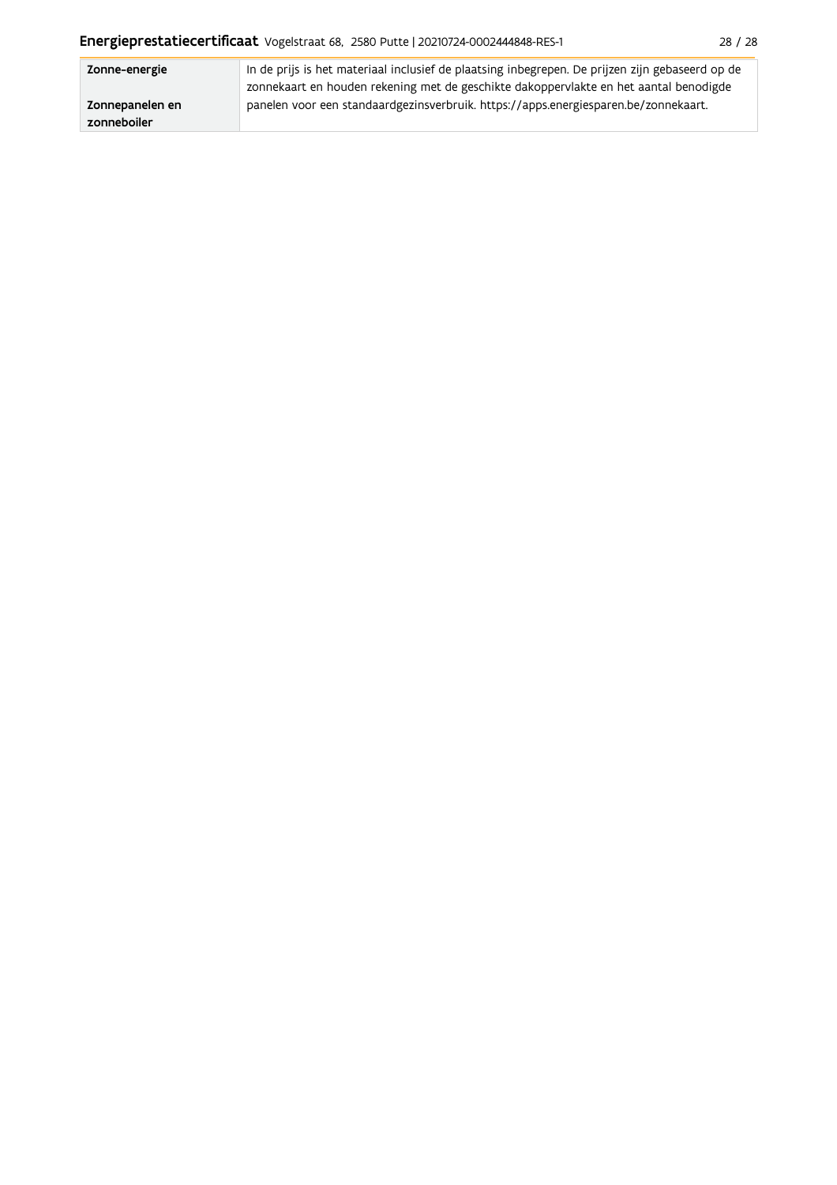| | |
|---|---|
| **Zonne-energie**<br><br>**Zonnepanelen en zonneboiler** | In de prijs is het materiaal inclusief de plaatsing inbegrepen. De prijzen zijn gebaseerd op de zonnekaart en houden rekening met de geschikte dakoppervlakte en het aantal benodigde panelen voor een standaardgezinsverbruik. https://apps.energiesparen.be/zonnekaart. |